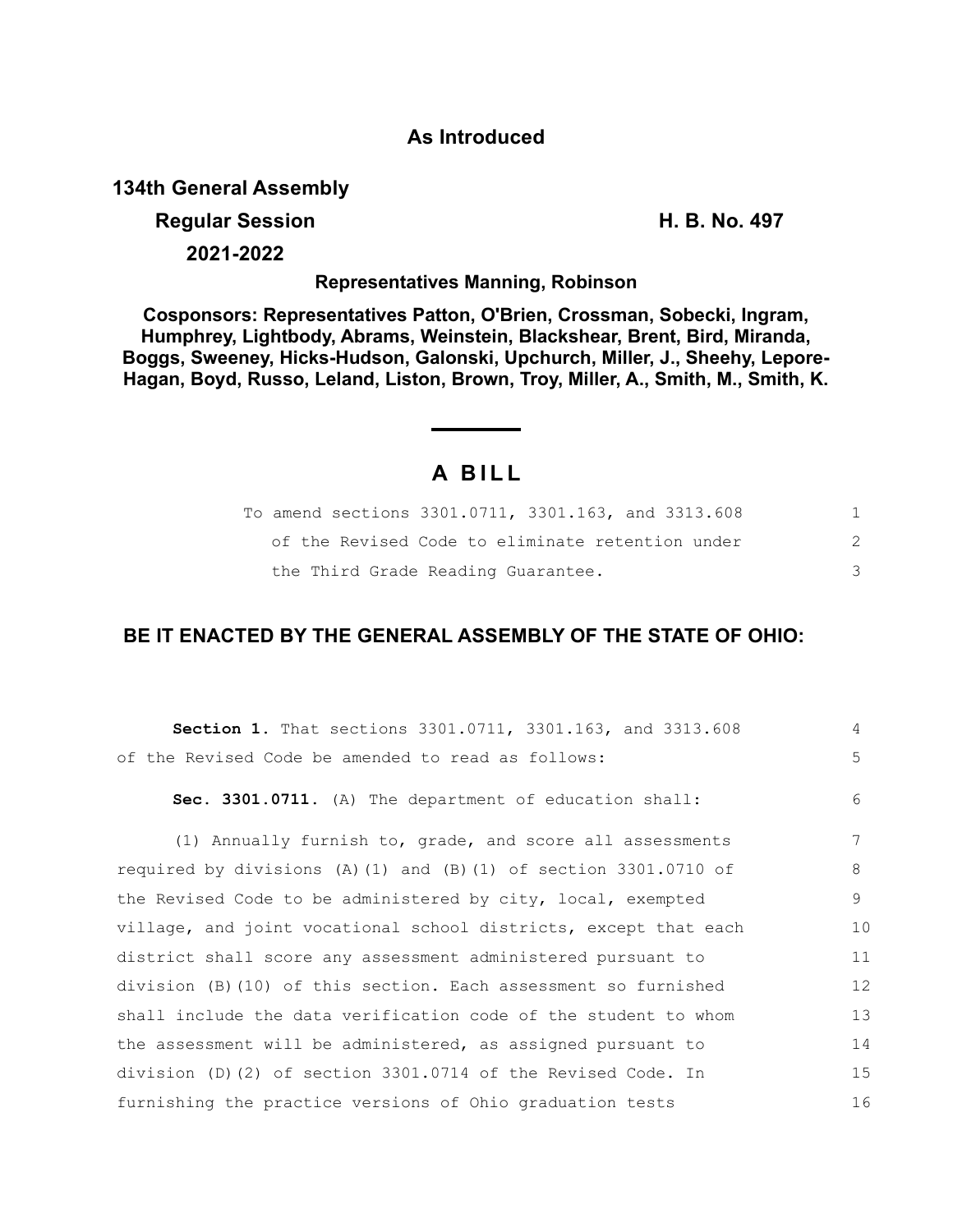**As Introduced**

**134th General Assembly**

**Regular Session** **H. B. No. 497**

**2021-2022**

**Representatives Manning, Robinson**

**Cosponsors: Representatives Patton, O'Brien, Crossman, Sobecki, Ingram, Humphrey, Lightbody, Abrams, Weinstein, Blackshear, Brent, Bird, Miranda, Boggs, Sweeney, Hicks-Hudson, Galonski, Upchurch, Miller, J., Sheehy, Lepore-Hagan, Boyd, Russo, Leland, Liston, Brown, Troy, Miller, A., Smith, M., Smith, K.**

# A BILL

To amend sections 3301.0711, 3301.163, and 3313.608 of the Revised Code to eliminate retention under the Third Grade Reading Guarantee.

## BE IT ENACTED BY THE GENERAL ASSEMBLY OF THE STATE OF OHIO:

**Section 1.** That sections 3301.0711, 3301.163, and 3313.608 of the Revised Code be amended to read as follows:

**Sec. 3301.0711.** (A) The department of education shall:

(1) Annually furnish to, grade, and score all assessments required by divisions (A)(1) and (B)(1) of section 3301.0710 of the Revised Code to be administered by city, local, exempted village, and joint vocational school districts, except that each district shall score any assessment administered pursuant to division (B)(10) of this section. Each assessment so furnished shall include the data verification code of the student to whom the assessment will be administered, as assigned pursuant to division (D)(2) of section 3301.0714 of the Revised Code. In furnishing the practice versions of Ohio graduation tests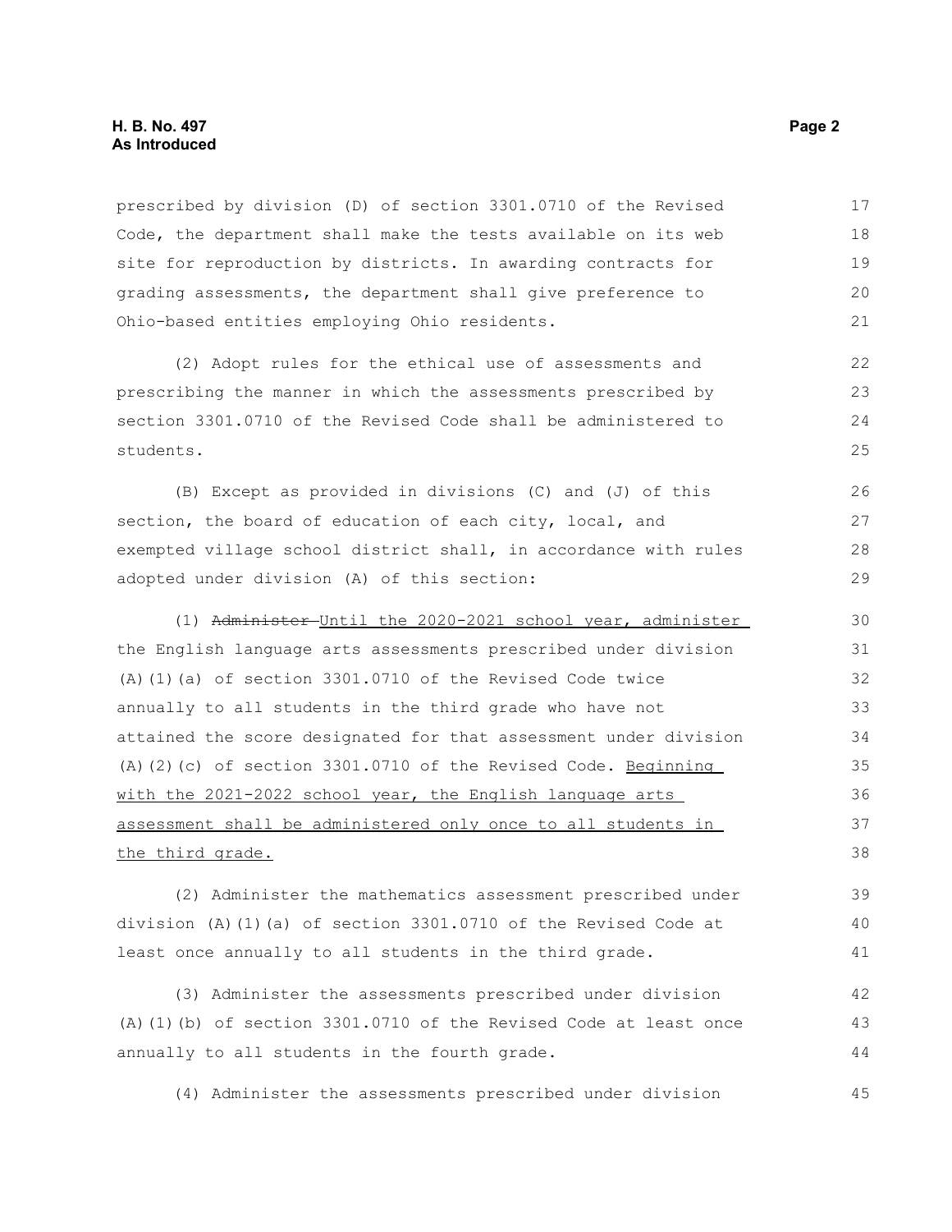prescribed by division (D) of section 3301.0710 of the Revised Code, the department shall make the tests available on its web site for reproduction by districts. In awarding contracts for grading assessments, the department shall give preference to Ohio-based entities employing Ohio residents.

(2) Adopt rules for the ethical use of assessments and prescribing the manner in which the assessments prescribed by section 3301.0710 of the Revised Code shall be administered to students.

(B) Except as provided in divisions (C) and (J) of this section, the board of education of each city, local, and exempted village school district shall, in accordance with rules adopted under division (A) of this section:

(1) ~~Administer~~ Until the 2020-2021 school year, administer the English language arts assessments prescribed under division (A)(1)(a) of section 3301.0710 of the Revised Code twice annually to all students in the third grade who have not attained the score designated for that assessment under division (A)(2)(c) of section 3301.0710 of the Revised Code. Beginning with the 2021-2022 school year, the English language arts assessment shall be administered only once to all students in the third grade.

(2) Administer the mathematics assessment prescribed under division (A)(1)(a) of section 3301.0710 of the Revised Code at least once annually to all students in the third grade.

(3) Administer the assessments prescribed under division (A)(1)(b) of section 3301.0710 of the Revised Code at least once annually to all students in the fourth grade.

(4) Administer the assessments prescribed under division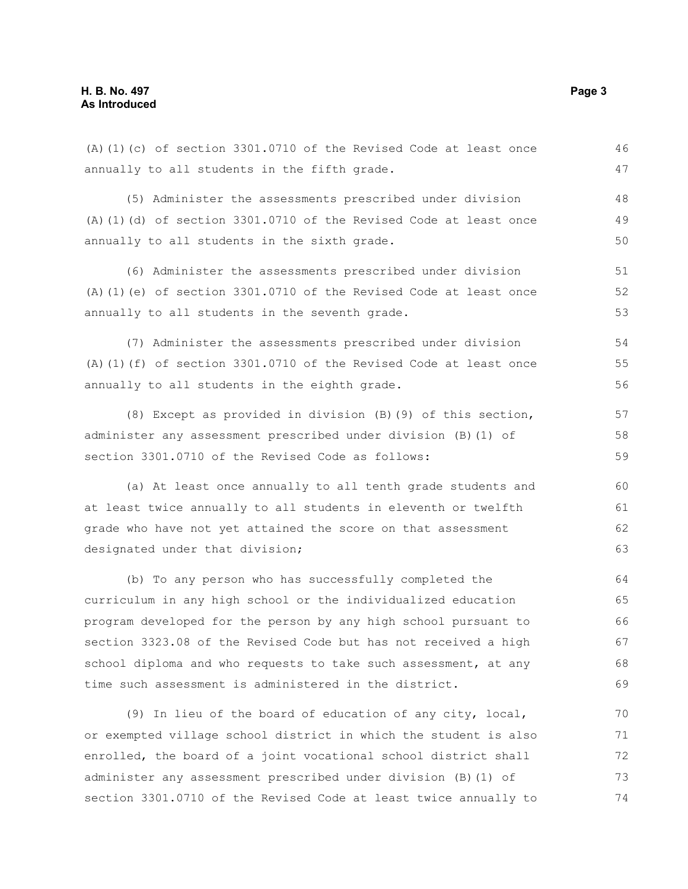(A)(1)(c) of section 3301.0710 of the Revised Code at least once annually to all students in the fifth grade.

(5) Administer the assessments prescribed under division (A)(1)(d) of section 3301.0710 of the Revised Code at least once annually to all students in the sixth grade.

(6) Administer the assessments prescribed under division (A)(1)(e) of section 3301.0710 of the Revised Code at least once annually to all students in the seventh grade.

(7) Administer the assessments prescribed under division (A)(1)(f) of section 3301.0710 of the Revised Code at least once annually to all students in the eighth grade.

(8) Except as provided in division (B)(9) of this section, administer any assessment prescribed under division (B)(1) of section 3301.0710 of the Revised Code as follows:

(a) At least once annually to all tenth grade students and at least twice annually to all students in eleventh or twelfth grade who have not yet attained the score on that assessment designated under that division;

(b) To any person who has successfully completed the curriculum in any high school or the individualized education program developed for the person by any high school pursuant to section 3323.08 of the Revised Code but has not received a high school diploma and who requests to take such assessment, at any time such assessment is administered in the district.

(9) In lieu of the board of education of any city, local, or exempted village school district in which the student is also enrolled, the board of a joint vocational school district shall administer any assessment prescribed under division (B)(1) of section 3301.0710 of the Revised Code at least twice annually to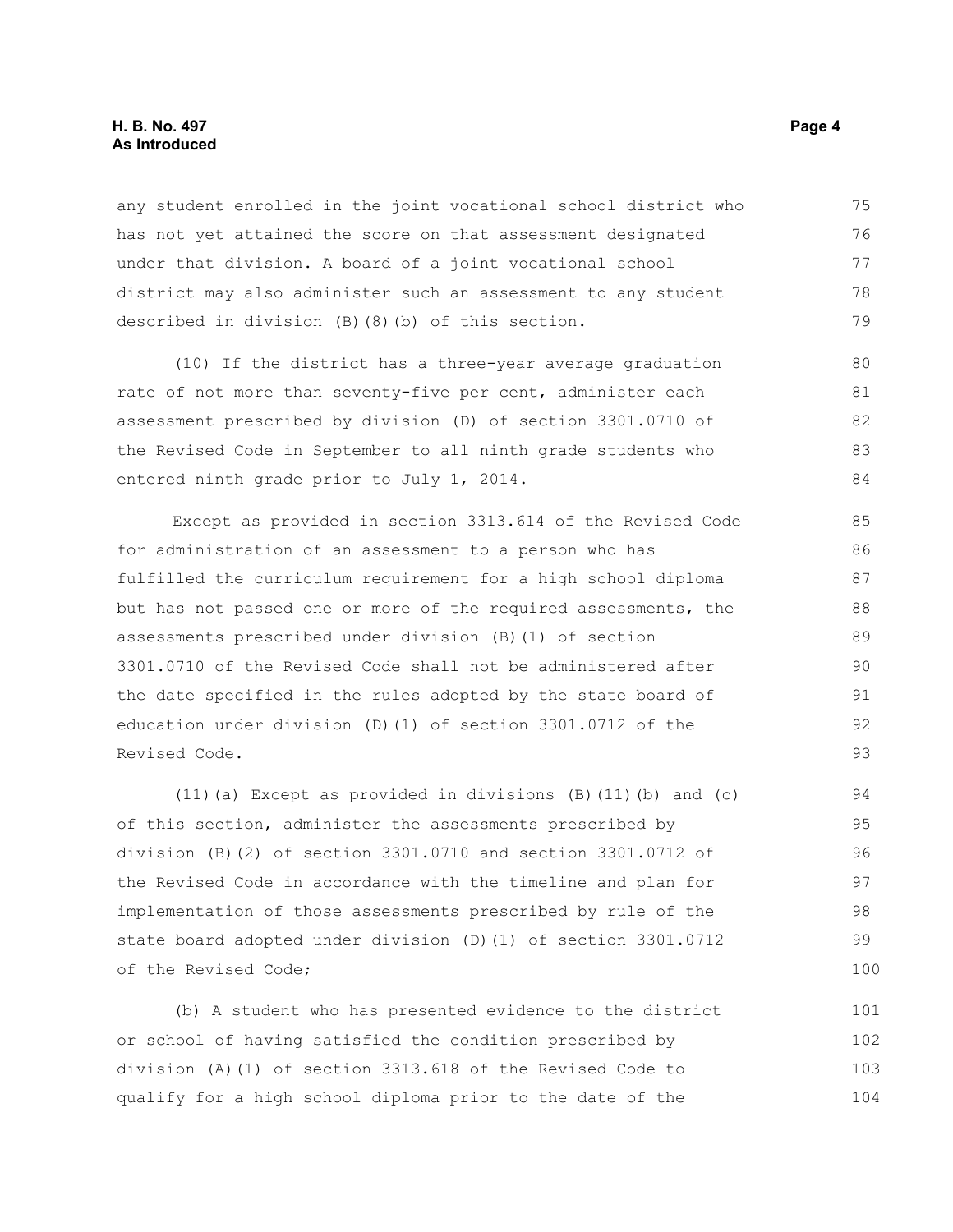any student enrolled in the joint vocational school district who has not yet attained the score on that assessment designated under that division. A board of a joint vocational school district may also administer such an assessment to any student described in division (B)(8)(b) of this section.

(10) If the district has a three-year average graduation rate of not more than seventy-five per cent, administer each assessment prescribed by division (D) of section 3301.0710 of the Revised Code in September to all ninth grade students who entered ninth grade prior to July 1, 2014.

Except as provided in section 3313.614 of the Revised Code for administration of an assessment to a person who has fulfilled the curriculum requirement for a high school diploma but has not passed one or more of the required assessments, the assessments prescribed under division (B)(1) of section 3301.0710 of the Revised Code shall not be administered after the date specified in the rules adopted by the state board of education under division (D)(1) of section 3301.0712 of the Revised Code.

(11)(a) Except as provided in divisions (B)(11)(b) and (c) of this section, administer the assessments prescribed by division (B)(2) of section 3301.0710 and section 3301.0712 of the Revised Code in accordance with the timeline and plan for implementation of those assessments prescribed by rule of the state board adopted under division (D)(1) of section 3301.0712 of the Revised Code;

(b) A student who has presented evidence to the district or school of having satisfied the condition prescribed by division (A)(1) of section 3313.618 of the Revised Code to qualify for a high school diploma prior to the date of the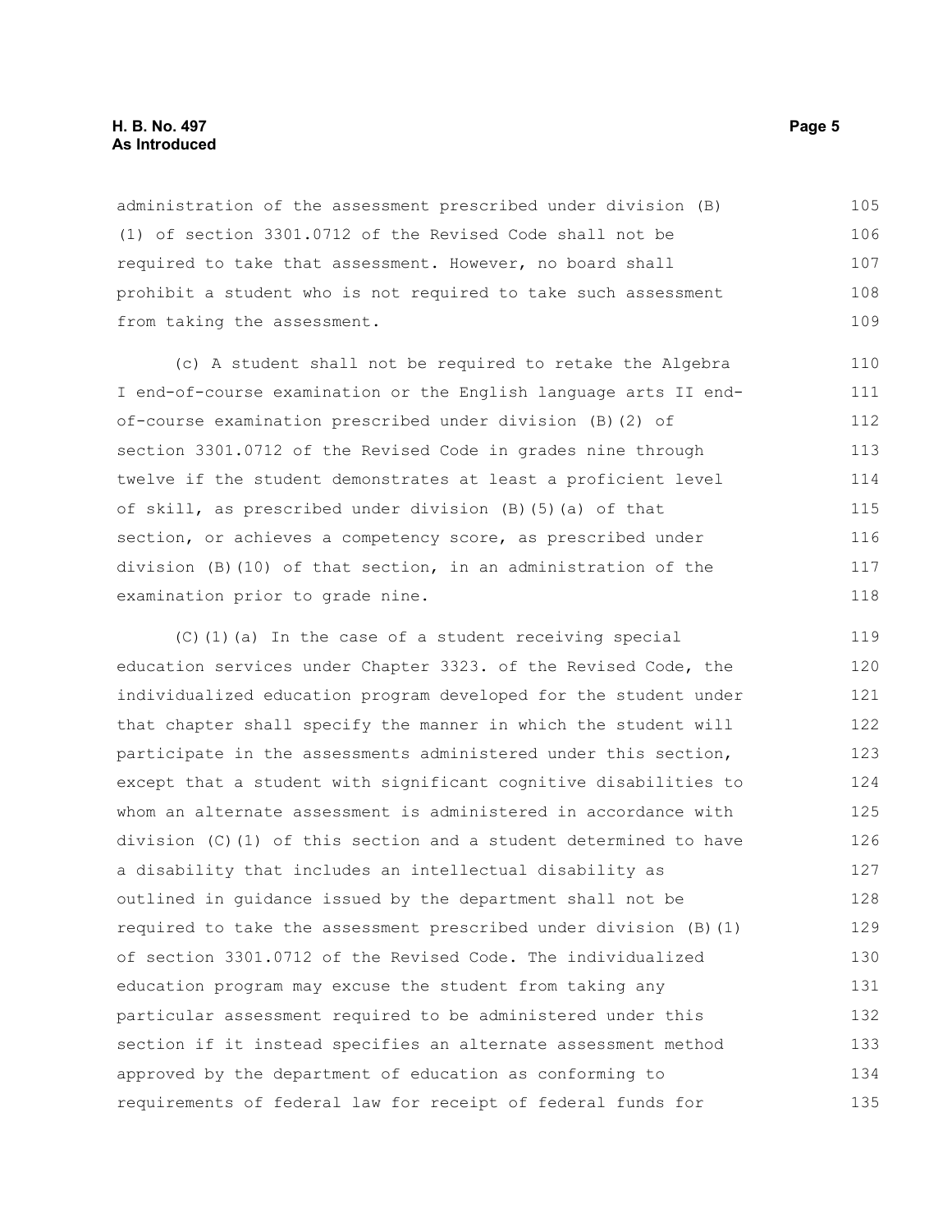administration of the assessment prescribed under division (B)(1) of section 3301.0712 of the Revised Code shall not be required to take that assessment. However, no board shall prohibit a student who is not required to take such assessment from taking the assessment.

(c) A student shall not be required to retake the Algebra I end-of-course examination or the English language arts II end-of-course examination prescribed under division (B)(2) of section 3301.0712 of the Revised Code in grades nine through twelve if the student demonstrates at least a proficient level of skill, as prescribed under division (B)(5)(a) of that section, or achieves a competency score, as prescribed under division (B)(10) of that section, in an administration of the examination prior to grade nine.

(C)(1)(a) In the case of a student receiving special education services under Chapter 3323. of the Revised Code, the individualized education program developed for the student under that chapter shall specify the manner in which the student will participate in the assessments administered under this section, except that a student with significant cognitive disabilities to whom an alternate assessment is administered in accordance with division (C)(1) of this section and a student determined to have a disability that includes an intellectual disability as outlined in guidance issued by the department shall not be required to take the assessment prescribed under division (B)(1) of section 3301.0712 of the Revised Code. The individualized education program may excuse the student from taking any particular assessment required to be administered under this section if it instead specifies an alternate assessment method approved by the department of education as conforming to requirements of federal law for receipt of federal funds for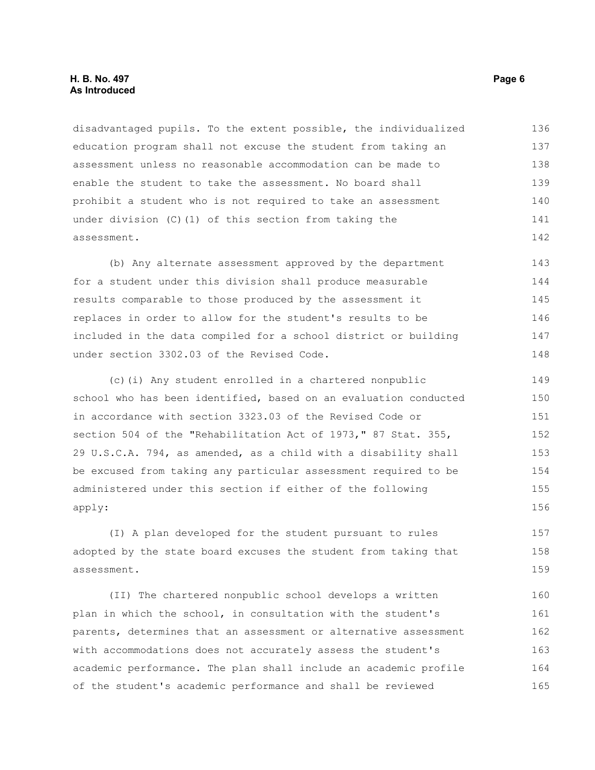disadvantaged pupils. To the extent possible, the individualized education program shall not excuse the student from taking an assessment unless no reasonable accommodation can be made to enable the student to take the assessment. No board shall prohibit a student who is not required to take an assessment under division (C)(1) of this section from taking the assessment.

(b) Any alternate assessment approved by the department for a student under this division shall produce measurable results comparable to those produced by the assessment it replaces in order to allow for the student's results to be included in the data compiled for a school district or building under section 3302.03 of the Revised Code.

(c)(i) Any student enrolled in a chartered nonpublic school who has been identified, based on an evaluation conducted in accordance with section 3323.03 of the Revised Code or section 504 of the "Rehabilitation Act of 1973," 87 Stat. 355, 29 U.S.C.A. 794, as amended, as a child with a disability shall be excused from taking any particular assessment required to be administered under this section if either of the following apply:

(I) A plan developed for the student pursuant to rules adopted by the state board excuses the student from taking that assessment.

(II) The chartered nonpublic school develops a written plan in which the school, in consultation with the student's parents, determines that an assessment or alternative assessment with accommodations does not accurately assess the student's academic performance. The plan shall include an academic profile of the student's academic performance and shall be reviewed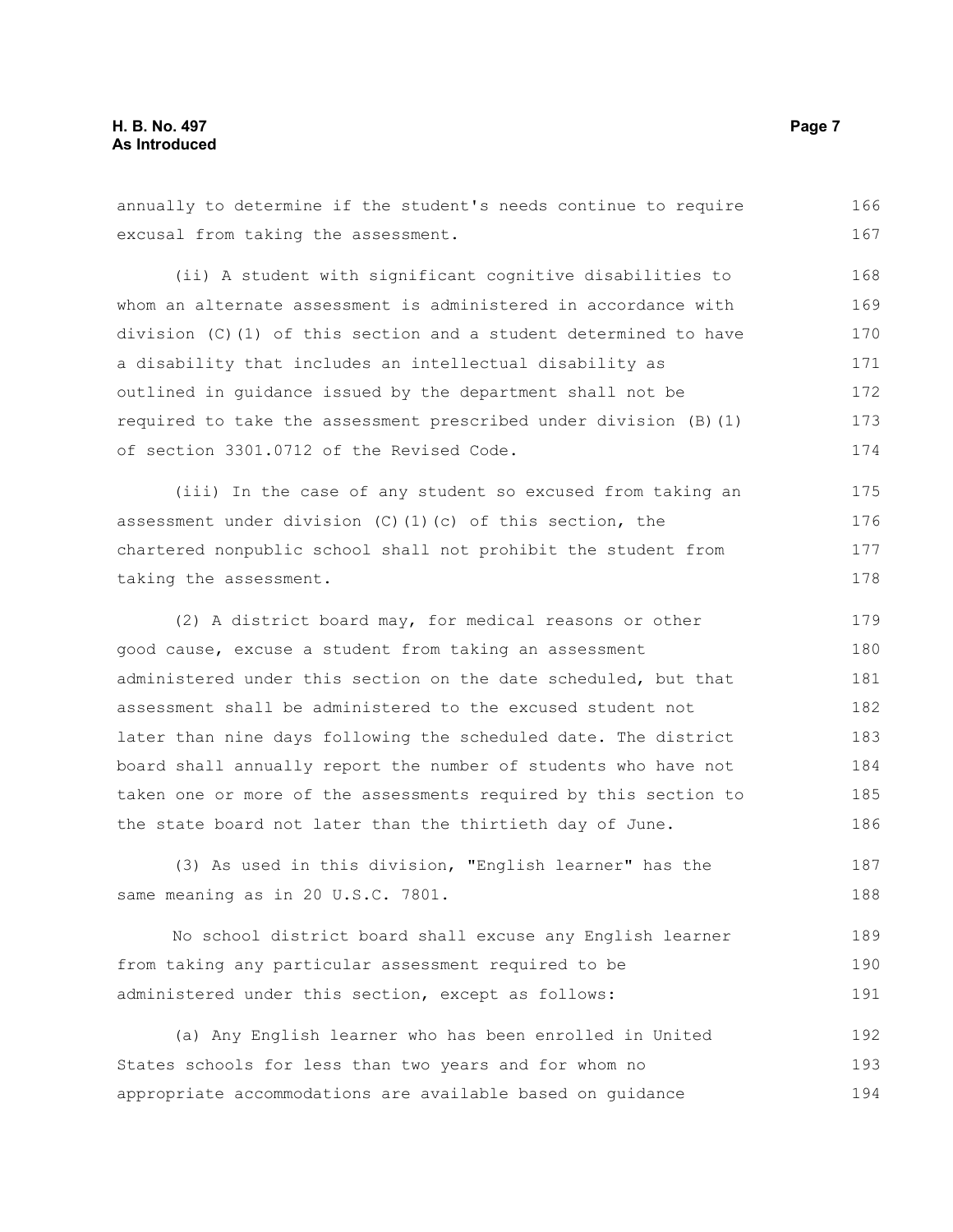annually to determine if the student's needs continue to require excusal from taking the assessment.

(ii) A student with significant cognitive disabilities to whom an alternate assessment is administered in accordance with division (C)(1) of this section and a student determined to have a disability that includes an intellectual disability as outlined in guidance issued by the department shall not be required to take the assessment prescribed under division (B)(1) of section 3301.0712 of the Revised Code.

(iii) In the case of any student so excused from taking an assessment under division (C)(1)(c) of this section, the chartered nonpublic school shall not prohibit the student from taking the assessment.

(2) A district board may, for medical reasons or other good cause, excuse a student from taking an assessment administered under this section on the date scheduled, but that assessment shall be administered to the excused student not later than nine days following the scheduled date. The district board shall annually report the number of students who have not taken one or more of the assessments required by this section to the state board not later than the thirtieth day of June.

(3) As used in this division, "English learner" has the same meaning as in 20 U.S.C. 7801.

No school district board shall excuse any English learner from taking any particular assessment required to be administered under this section, except as follows:

(a) Any English learner who has been enrolled in United States schools for less than two years and for whom no appropriate accommodations are available based on guidance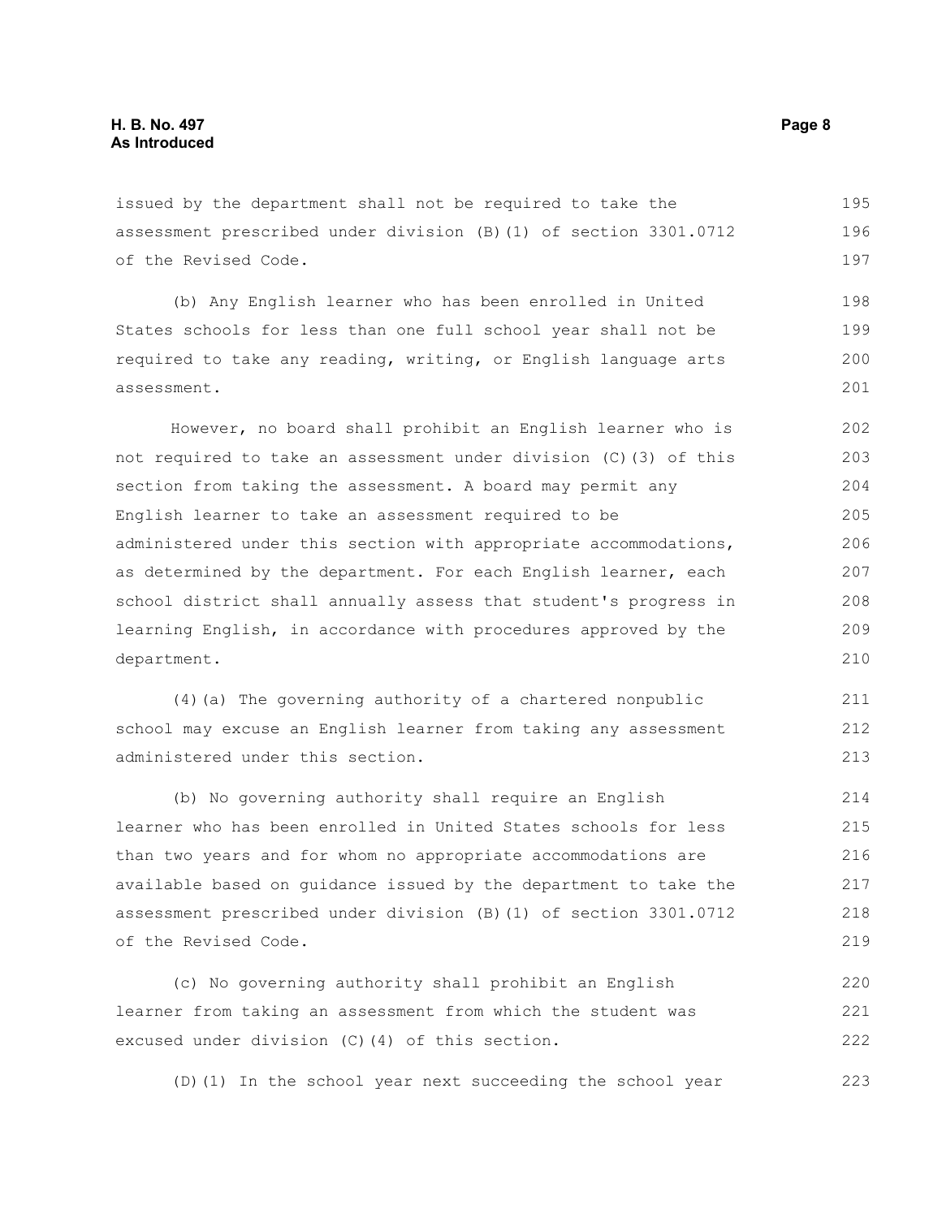issued by the department shall not be required to take the assessment prescribed under division (B)(1) of section 3301.0712 of the Revised Code.

(b) Any English learner who has been enrolled in United States schools for less than one full school year shall not be required to take any reading, writing, or English language arts assessment.

However, no board shall prohibit an English learner who is not required to take an assessment under division (C)(3) of this section from taking the assessment. A board may permit any English learner to take an assessment required to be administered under this section with appropriate accommodations, as determined by the department. For each English learner, each school district shall annually assess that student's progress in learning English, in accordance with procedures approved by the department.

(4)(a) The governing authority of a chartered nonpublic school may excuse an English learner from taking any assessment administered under this section.

(b) No governing authority shall require an English learner who has been enrolled in United States schools for less than two years and for whom no appropriate accommodations are available based on guidance issued by the department to take the assessment prescribed under division (B)(1) of section 3301.0712 of the Revised Code.

(c) No governing authority shall prohibit an English learner from taking an assessment from which the student was excused under division (C)(4) of this section.

(D)(1) In the school year next succeeding the school year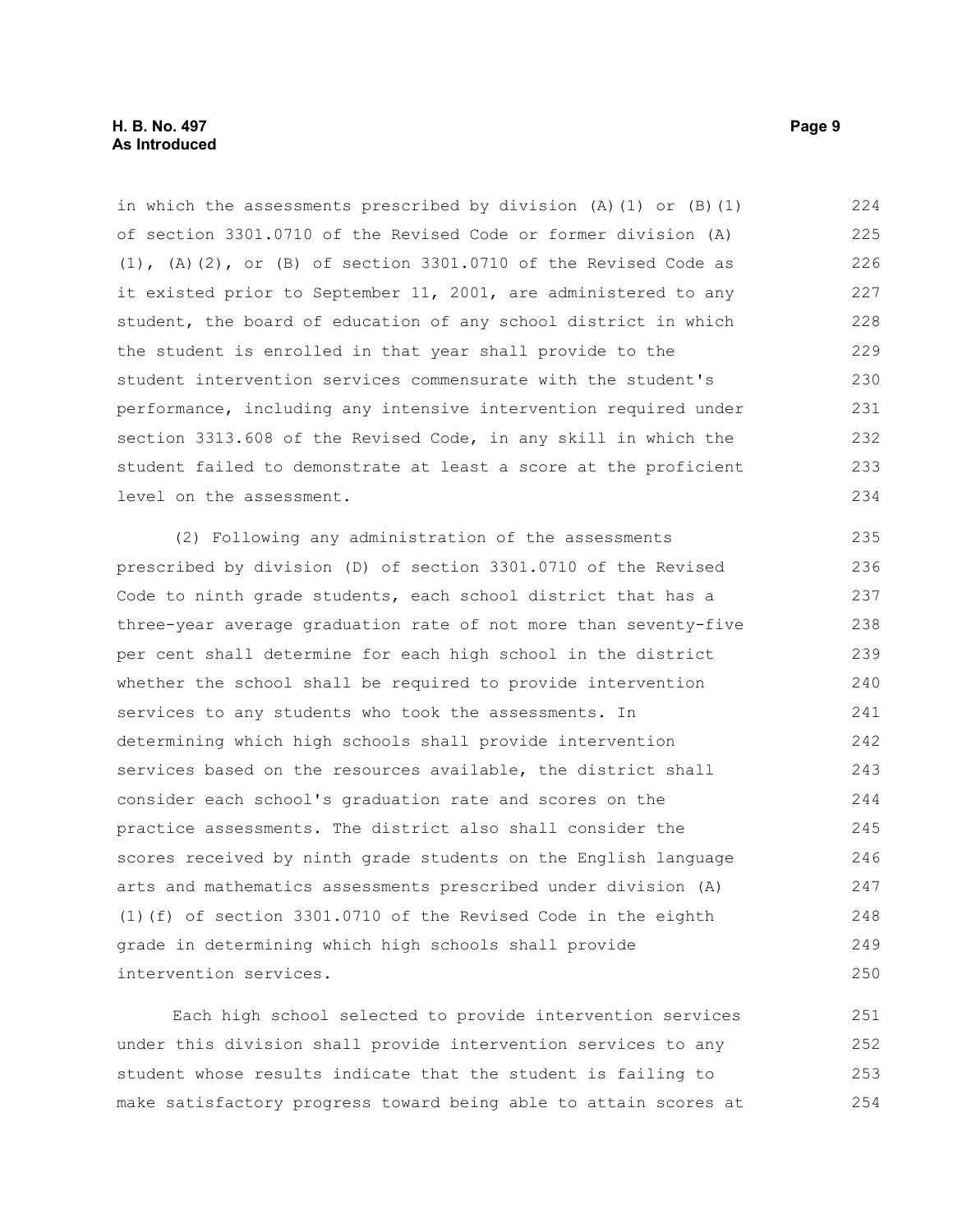in which the assessments prescribed by division (A)(1) or (B)(1) of section 3301.0710 of the Revised Code or former division (A)(1), (A)(2), or (B) of section 3301.0710 of the Revised Code as it existed prior to September 11, 2001, are administered to any student, the board of education of any school district in which the student is enrolled in that year shall provide to the student intervention services commensurate with the student's performance, including any intensive intervention required under section 3313.608 of the Revised Code, in any skill in which the student failed to demonstrate at least a score at the proficient level on the assessment.

(2) Following any administration of the assessments prescribed by division (D) of section 3301.0710 of the Revised Code to ninth grade students, each school district that has a three-year average graduation rate of not more than seventy-five per cent shall determine for each high school in the district whether the school shall be required to provide intervention services to any students who took the assessments. In determining which high schools shall provide intervention services based on the resources available, the district shall consider each school's graduation rate and scores on the practice assessments. The district also shall consider the scores received by ninth grade students on the English language arts and mathematics assessments prescribed under division (A)(1)(f) of section 3301.0710 of the Revised Code in the eighth grade in determining which high schools shall provide intervention services.

Each high school selected to provide intervention services under this division shall provide intervention services to any student whose results indicate that the student is failing to make satisfactory progress toward being able to attain scores at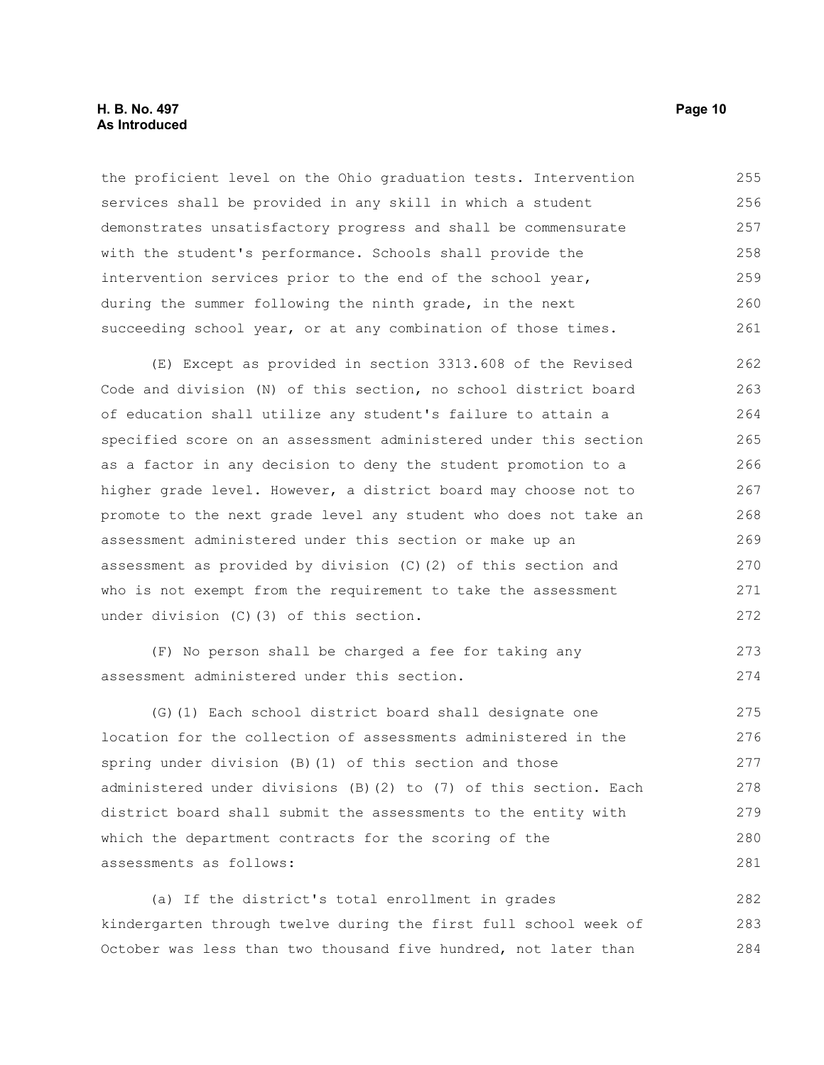the proficient level on the Ohio graduation tests. Intervention services shall be provided in any skill in which a student demonstrates unsatisfactory progress and shall be commensurate with the student's performance. Schools shall provide the intervention services prior to the end of the school year, during the summer following the ninth grade, in the next succeeding school year, or at any combination of those times.

(E) Except as provided in section 3313.608 of the Revised Code and division (N) of this section, no school district board of education shall utilize any student's failure to attain a specified score on an assessment administered under this section as a factor in any decision to deny the student promotion to a higher grade level. However, a district board may choose not to promote to the next grade level any student who does not take an assessment administered under this section or make up an assessment as provided by division (C)(2) of this section and who is not exempt from the requirement to take the assessment under division (C)(3) of this section.

(F) No person shall be charged a fee for taking any assessment administered under this section.

(G)(1) Each school district board shall designate one location for the collection of assessments administered in the spring under division (B)(1) of this section and those administered under divisions (B)(2) to (7) of this section. Each district board shall submit the assessments to the entity with which the department contracts for the scoring of the assessments as follows:

(a) If the district's total enrollment in grades kindergarten through twelve during the first full school week of October was less than two thousand five hundred, not later than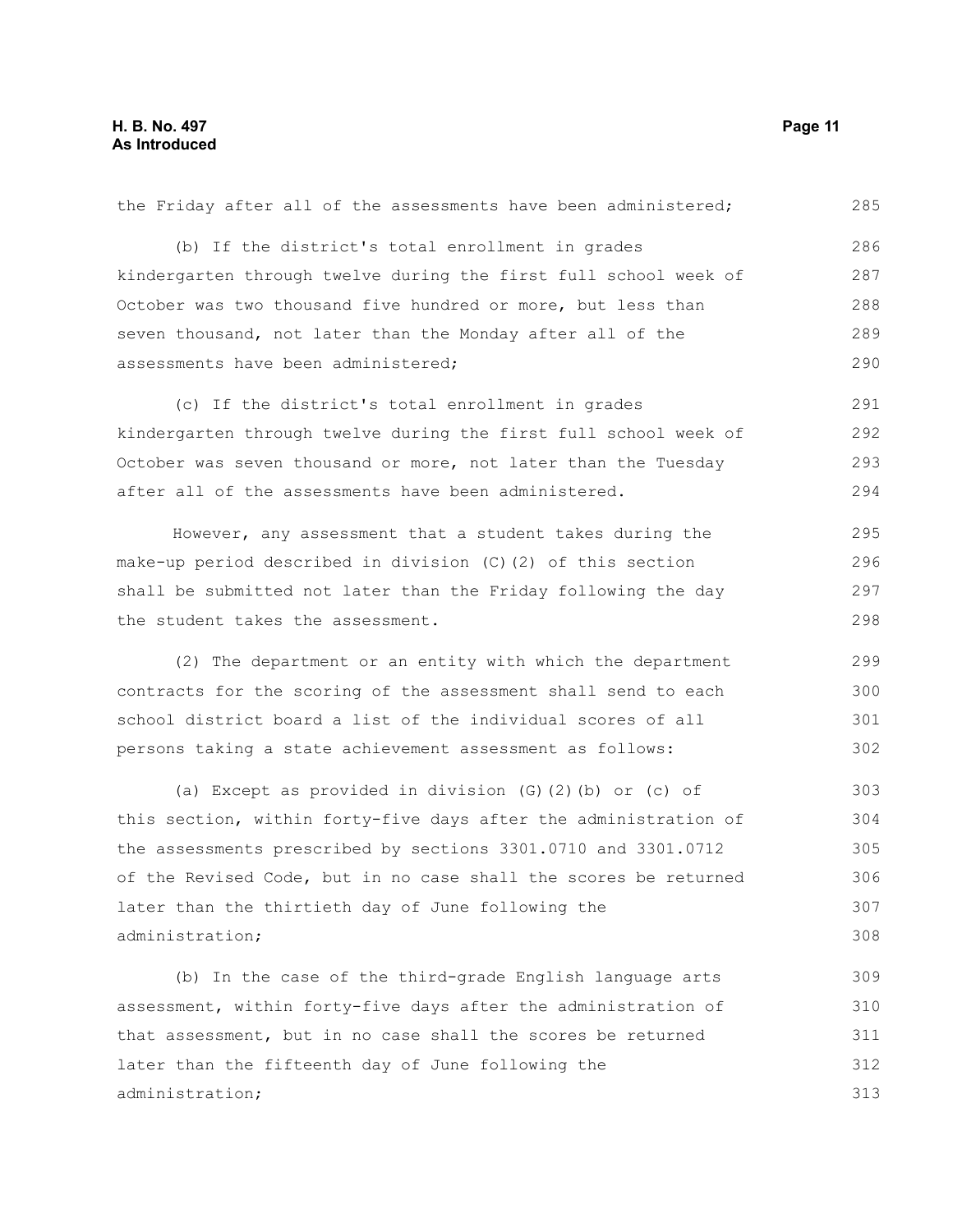the Friday after all of the assessments have been administered;

(b) If the district's total enrollment in grades kindergarten through twelve during the first full school week of October was two thousand five hundred or more, but less than seven thousand, not later than the Monday after all of the assessments have been administered;

(c) If the district's total enrollment in grades kindergarten through twelve during the first full school week of October was seven thousand or more, not later than the Tuesday after all of the assessments have been administered.

However, any assessment that a student takes during the make-up period described in division (C)(2) of this section shall be submitted not later than the Friday following the day the student takes the assessment.

(2) The department or an entity with which the department contracts for the scoring of the assessment shall send to each school district board a list of the individual scores of all persons taking a state achievement assessment as follows:

(a) Except as provided in division (G)(2)(b) or (c) of this section, within forty-five days after the administration of the assessments prescribed by sections 3301.0710 and 3301.0712 of the Revised Code, but in no case shall the scores be returned later than the thirtieth day of June following the administration;

(b) In the case of the third-grade English language arts assessment, within forty-five days after the administration of that assessment, but in no case shall the scores be returned later than the fifteenth day of June following the administration;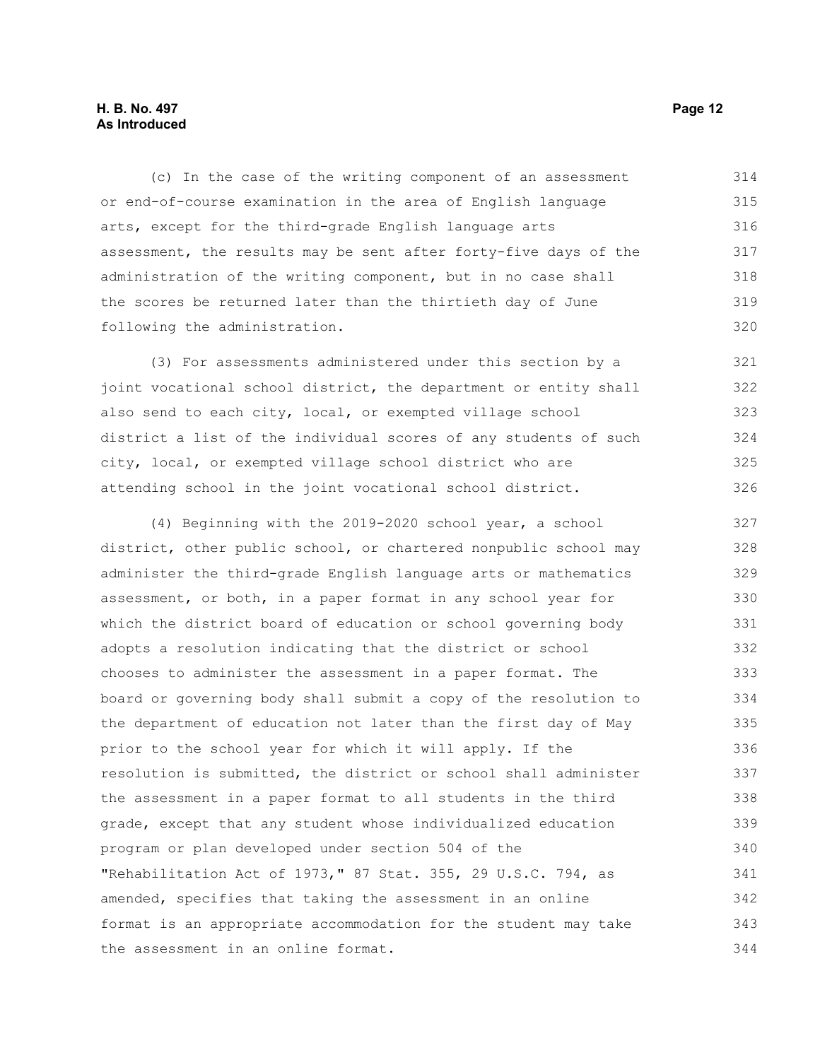(c) In the case of the writing component of an assessment or end-of-course examination in the area of English language arts, except for the third-grade English language arts assessment, the results may be sent after forty-five days of the administration of the writing component, but in no case shall the scores be returned later than the thirtieth day of June following the administration.

(3) For assessments administered under this section by a joint vocational school district, the department or entity shall also send to each city, local, or exempted village school district a list of the individual scores of any students of such city, local, or exempted village school district who are attending school in the joint vocational school district.

(4) Beginning with the 2019-2020 school year, a school district, other public school, or chartered nonpublic school may administer the third-grade English language arts or mathematics assessment, or both, in a paper format in any school year for which the district board of education or school governing body adopts a resolution indicating that the district or school chooses to administer the assessment in a paper format. The board or governing body shall submit a copy of the resolution to the department of education not later than the first day of May prior to the school year for which it will apply. If the resolution is submitted, the district or school shall administer the assessment in a paper format to all students in the third grade, except that any student whose individualized education program or plan developed under section 504 of the "Rehabilitation Act of 1973," 87 Stat. 355, 29 U.S.C. 794, as amended, specifies that taking the assessment in an online format is an appropriate accommodation for the student may take the assessment in an online format.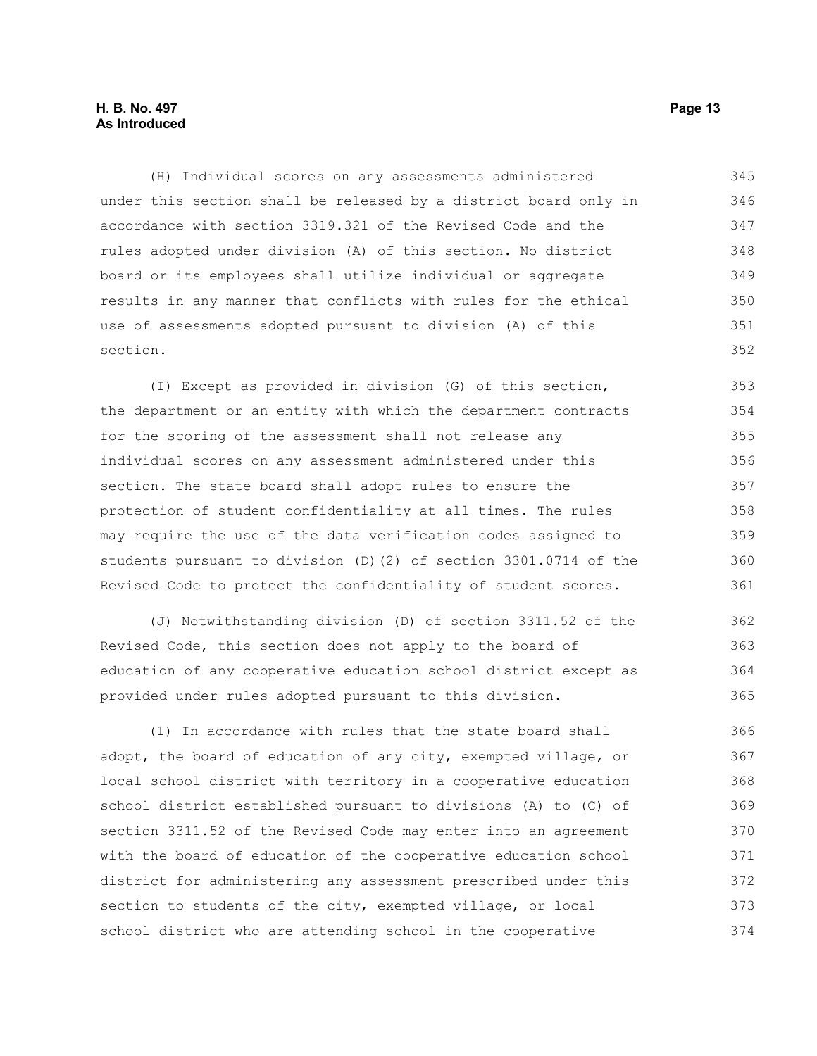(H) Individual scores on any assessments administered under this section shall be released by a district board only in accordance with section 3319.321 of the Revised Code and the rules adopted under division (A) of this section. No district board or its employees shall utilize individual or aggregate results in any manner that conflicts with rules for the ethical use of assessments adopted pursuant to division (A) of this section.

(I) Except as provided in division (G) of this section, the department or an entity with which the department contracts for the scoring of the assessment shall not release any individual scores on any assessment administered under this section. The state board shall adopt rules to ensure the protection of student confidentiality at all times. The rules may require the use of the data verification codes assigned to students pursuant to division (D)(2) of section 3301.0714 of the Revised Code to protect the confidentiality of student scores.

(J) Notwithstanding division (D) of section 3311.52 of the Revised Code, this section does not apply to the board of education of any cooperative education school district except as provided under rules adopted pursuant to this division.

(1) In accordance with rules that the state board shall adopt, the board of education of any city, exempted village, or local school district with territory in a cooperative education school district established pursuant to divisions (A) to (C) of section 3311.52 of the Revised Code may enter into an agreement with the board of education of the cooperative education school district for administering any assessment prescribed under this section to students of the city, exempted village, or local school district who are attending school in the cooperative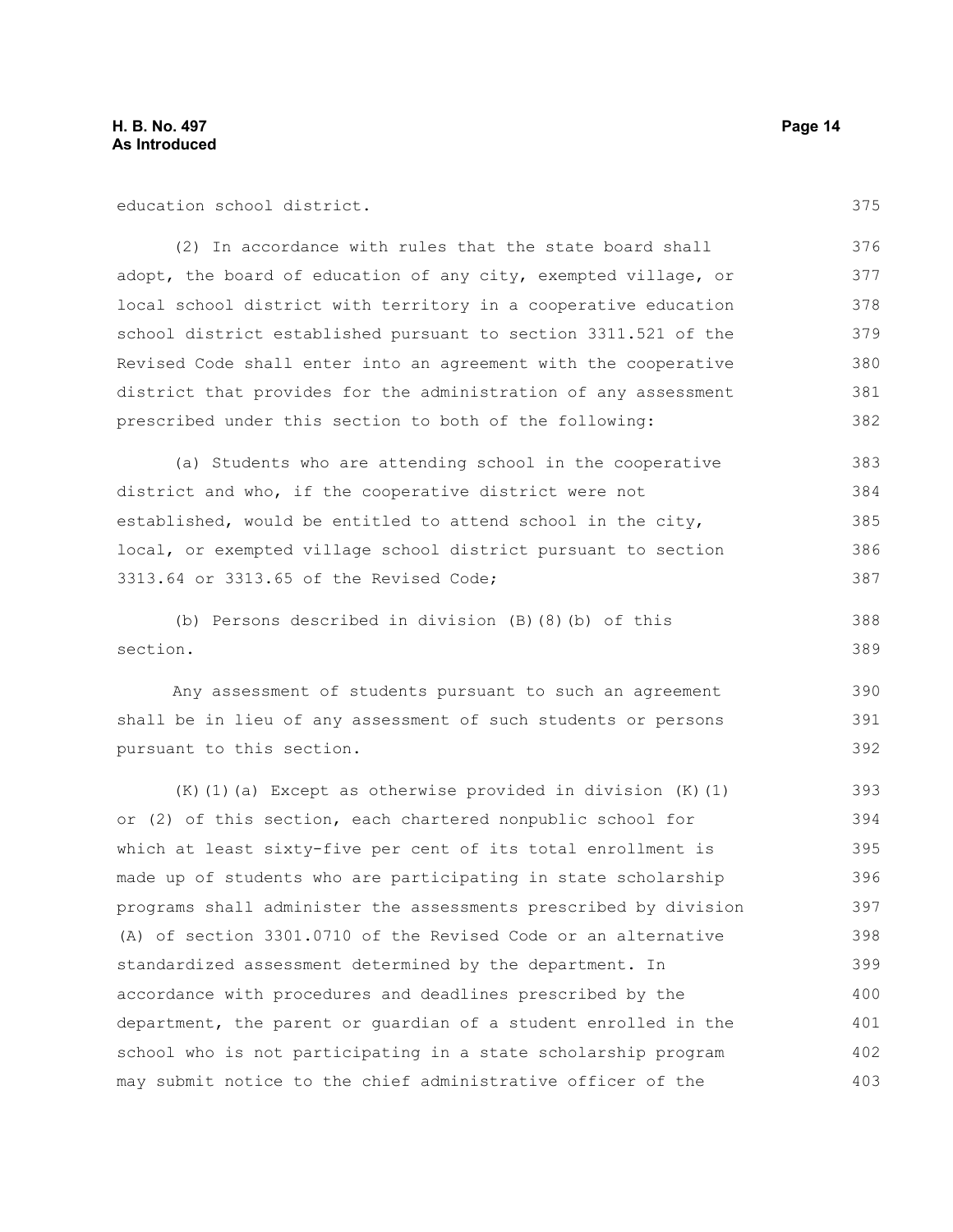education school district.

(2) In accordance with rules that the state board shall adopt, the board of education of any city, exempted village, or local school district with territory in a cooperative education school district established pursuant to section 3311.521 of the Revised Code shall enter into an agreement with the cooperative district that provides for the administration of any assessment prescribed under this section to both of the following:

(a) Students who are attending school in the cooperative district and who, if the cooperative district were not established, would be entitled to attend school in the city, local, or exempted village school district pursuant to section 3313.64 or 3313.65 of the Revised Code;

(b) Persons described in division (B)(8)(b) of this section.

Any assessment of students pursuant to such an agreement shall be in lieu of any assessment of such students or persons pursuant to this section.

(K)(1)(a) Except as otherwise provided in division (K)(1) or (2) of this section, each chartered nonpublic school for which at least sixty-five per cent of its total enrollment is made up of students who are participating in state scholarship programs shall administer the assessments prescribed by division (A) of section 3301.0710 of the Revised Code or an alternative standardized assessment determined by the department. In accordance with procedures and deadlines prescribed by the department, the parent or guardian of a student enrolled in the school who is not participating in a state scholarship program may submit notice to the chief administrative officer of the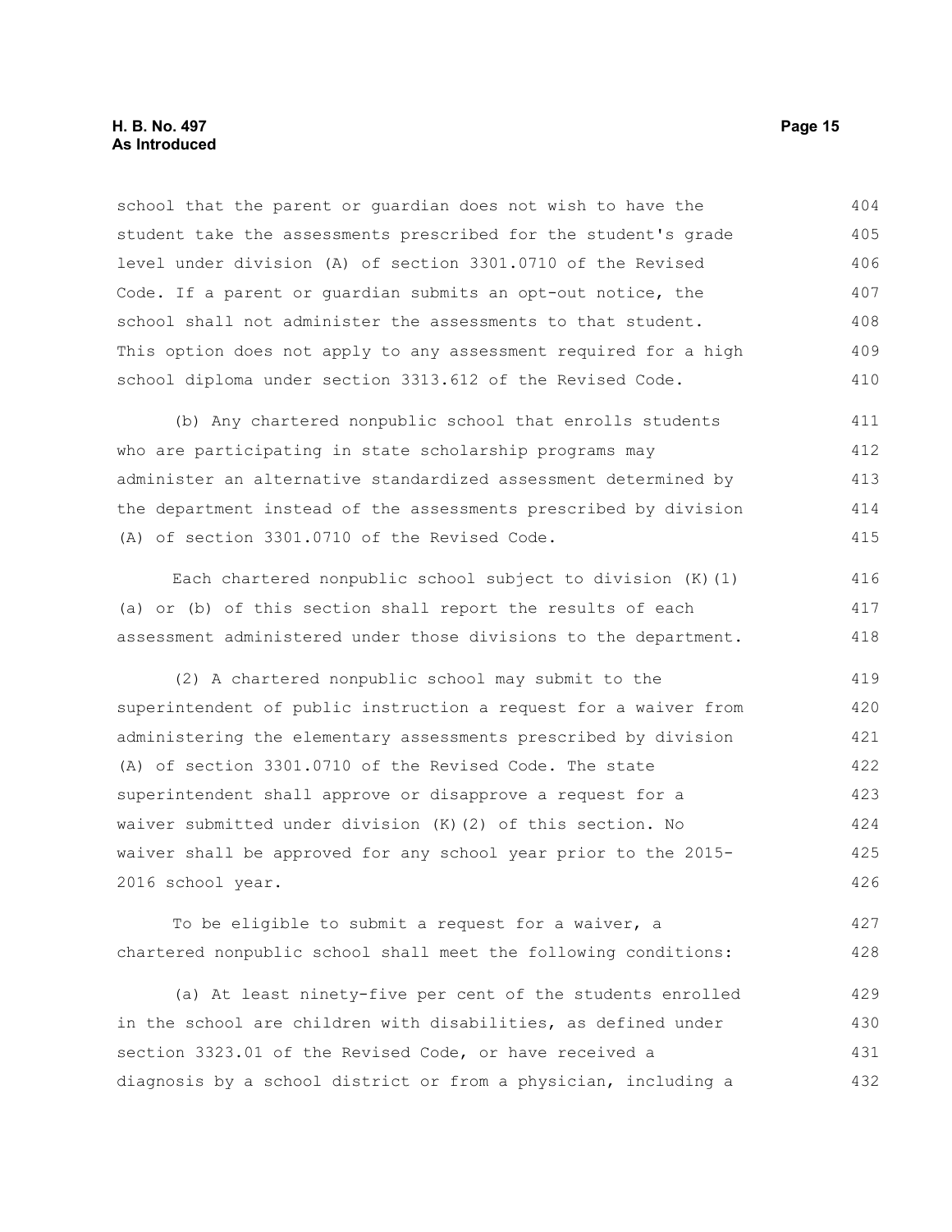school that the parent or guardian does not wish to have the student take the assessments prescribed for the student's grade level under division (A) of section 3301.0710 of the Revised Code. If a parent or guardian submits an opt-out notice, the school shall not administer the assessments to that student. This option does not apply to any assessment required for a high school diploma under section 3313.612 of the Revised Code.

(b) Any chartered nonpublic school that enrolls students who are participating in state scholarship programs may administer an alternative standardized assessment determined by the department instead of the assessments prescribed by division (A) of section 3301.0710 of the Revised Code.

Each chartered nonpublic school subject to division (K)(1)(a) or (b) of this section shall report the results of each assessment administered under those divisions to the department.

(2) A chartered nonpublic school may submit to the superintendent of public instruction a request for a waiver from administering the elementary assessments prescribed by division (A) of section 3301.0710 of the Revised Code. The state superintendent shall approve or disapprove a request for a waiver submitted under division (K)(2) of this section. No waiver shall be approved for any school year prior to the 2015-2016 school year.

To be eligible to submit a request for a waiver, a chartered nonpublic school shall meet the following conditions:

(a) At least ninety-five per cent of the students enrolled in the school are children with disabilities, as defined under section 3323.01 of the Revised Code, or have received a diagnosis by a school district or from a physician, including a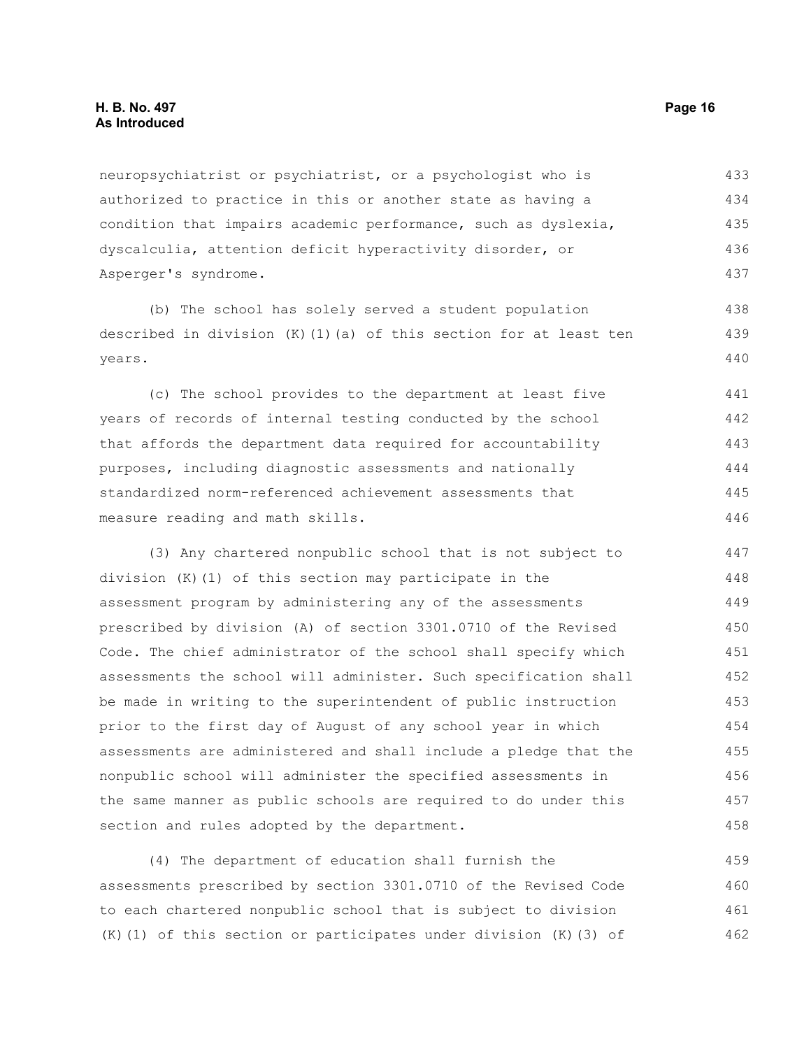neuropsychiatrist or psychiatrist, or a psychologist who is authorized to practice in this or another state as having a condition that impairs academic performance, such as dyslexia, dyscalculia, attention deficit hyperactivity disorder, or Asperger's syndrome.

(b) The school has solely served a student population described in division (K)(1)(a) of this section for at least ten years.

(c) The school provides to the department at least five years of records of internal testing conducted by the school that affords the department data required for accountability purposes, including diagnostic assessments and nationally standardized norm-referenced achievement assessments that measure reading and math skills.

(3) Any chartered nonpublic school that is not subject to division (K)(1) of this section may participate in the assessment program by administering any of the assessments prescribed by division (A) of section 3301.0710 of the Revised Code. The chief administrator of the school shall specify which assessments the school will administer. Such specification shall be made in writing to the superintendent of public instruction prior to the first day of August of any school year in which assessments are administered and shall include a pledge that the nonpublic school will administer the specified assessments in the same manner as public schools are required to do under this section and rules adopted by the department.

(4) The department of education shall furnish the assessments prescribed by section 3301.0710 of the Revised Code to each chartered nonpublic school that is subject to division (K)(1) of this section or participates under division (K)(3) of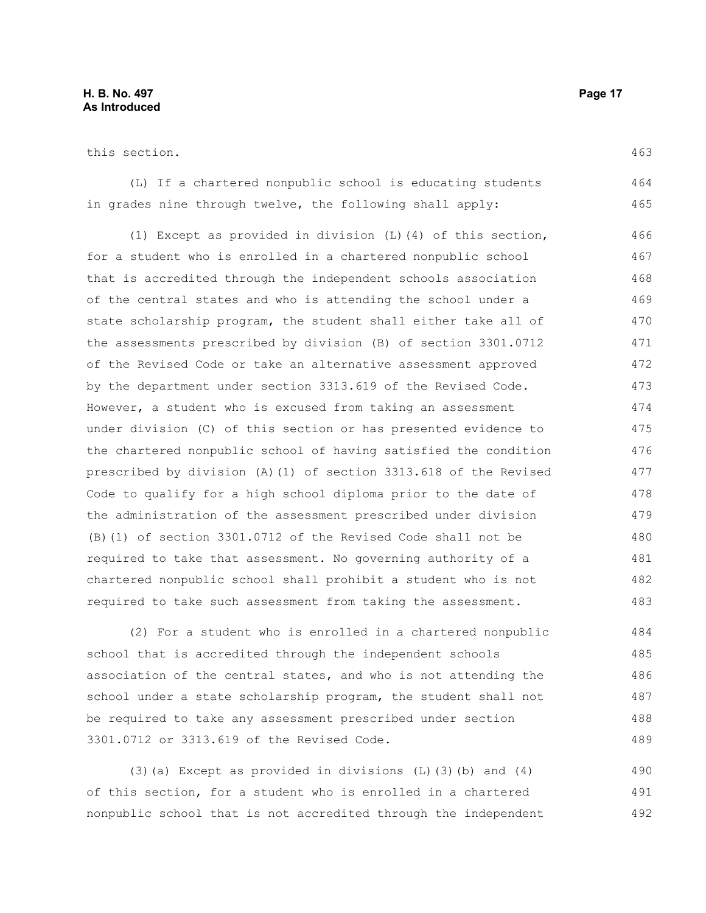this section.

(L) If a chartered nonpublic school is educating students in grades nine through twelve, the following shall apply:

(1) Except as provided in division (L)(4) of this section, for a student who is enrolled in a chartered nonpublic school that is accredited through the independent schools association of the central states and who is attending the school under a state scholarship program, the student shall either take all of the assessments prescribed by division (B) of section 3301.0712 of the Revised Code or take an alternative assessment approved by the department under section 3313.619 of the Revised Code. However, a student who is excused from taking an assessment under division (C) of this section or has presented evidence to the chartered nonpublic school of having satisfied the condition prescribed by division (A)(1) of section 3313.618 of the Revised Code to qualify for a high school diploma prior to the date of the administration of the assessment prescribed under division (B)(1) of section 3301.0712 of the Revised Code shall not be required to take that assessment. No governing authority of a chartered nonpublic school shall prohibit a student who is not required to take such assessment from taking the assessment.

(2) For a student who is enrolled in a chartered nonpublic school that is accredited through the independent schools association of the central states, and who is not attending the school under a state scholarship program, the student shall not be required to take any assessment prescribed under section 3301.0712 or 3313.619 of the Revised Code.

(3)(a) Except as provided in divisions (L)(3)(b) and (4) of this section, for a student who is enrolled in a chartered nonpublic school that is not accredited through the independent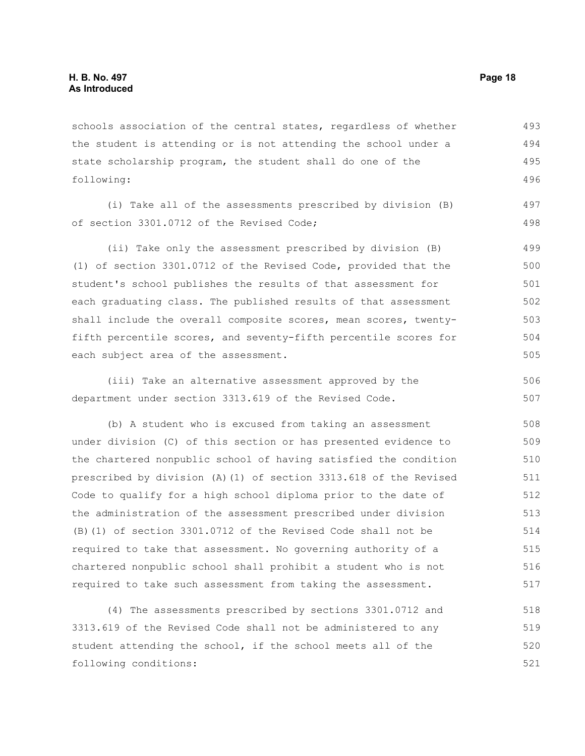schools association of the central states, regardless of whether the student is attending or is not attending the school under a state scholarship program, the student shall do one of the following:

(i) Take all of the assessments prescribed by division (B) of section 3301.0712 of the Revised Code;

(ii) Take only the assessment prescribed by division (B)(1) of section 3301.0712 of the Revised Code, provided that the student's school publishes the results of that assessment for each graduating class. The published results of that assessment shall include the overall composite scores, mean scores, twenty-fifth percentile scores, and seventy-fifth percentile scores for each subject area of the assessment.

(iii) Take an alternative assessment approved by the department under section 3313.619 of the Revised Code.

(b) A student who is excused from taking an assessment under division (C) of this section or has presented evidence to the chartered nonpublic school of having satisfied the condition prescribed by division (A)(1) of section 3313.618 of the Revised Code to qualify for a high school diploma prior to the date of the administration of the assessment prescribed under division (B)(1) of section 3301.0712 of the Revised Code shall not be required to take that assessment. No governing authority of a chartered nonpublic school shall prohibit a student who is not required to take such assessment from taking the assessment.

(4) The assessments prescribed by sections 3301.0712 and 3313.619 of the Revised Code shall not be administered to any student attending the school, if the school meets all of the following conditions: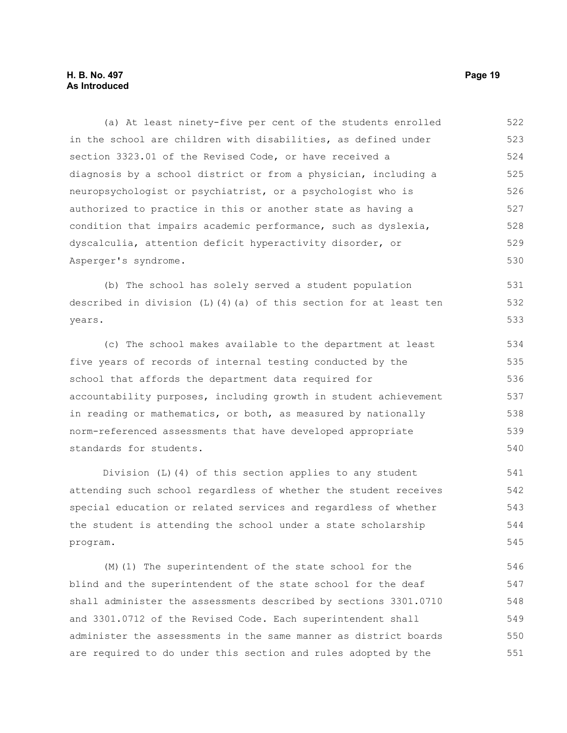(a) At least ninety-five per cent of the students enrolled in the school are children with disabilities, as defined under section 3323.01 of the Revised Code, or have received a diagnosis by a school district or from a physician, including a neuropsychologist or psychiatrist, or a psychologist who is authorized to practice in this or another state as having a condition that impairs academic performance, such as dyslexia, dyscalculia, attention deficit hyperactivity disorder, or Asperger's syndrome.

(b) The school has solely served a student population described in division (L)(4)(a) of this section for at least ten years.

(c) The school makes available to the department at least five years of records of internal testing conducted by the school that affords the department data required for accountability purposes, including growth in student achievement in reading or mathematics, or both, as measured by nationally norm-referenced assessments that have developed appropriate standards for students.

Division (L)(4) of this section applies to any student attending such school regardless of whether the student receives special education or related services and regardless of whether the student is attending the school under a state scholarship program.

(M)(1) The superintendent of the state school for the blind and the superintendent of the state school for the deaf shall administer the assessments described by sections 3301.0710 and 3301.0712 of the Revised Code. Each superintendent shall administer the assessments in the same manner as district boards are required to do under this section and rules adopted by the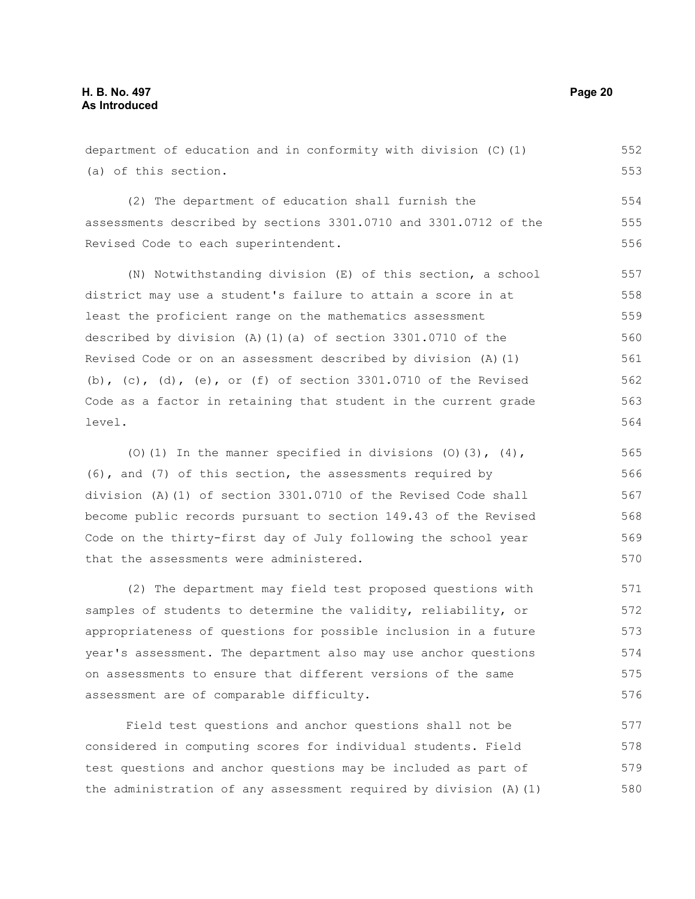department of education and in conformity with division (C)(1)(a) of this section.

(2) The department of education shall furnish the assessments described by sections 3301.0710 and 3301.0712 of the Revised Code to each superintendent.

(N) Notwithstanding division (E) of this section, a school district may use a student's failure to attain a score in at least the proficient range on the mathematics assessment described by division (A)(1)(a) of section 3301.0710 of the Revised Code or on an assessment described by division (A)(1)(b), (c), (d), (e), or (f) of section 3301.0710 of the Revised Code as a factor in retaining that student in the current grade level.

(O)(1) In the manner specified in divisions (O)(3), (4), (6), and (7) of this section, the assessments required by division (A)(1) of section 3301.0710 of the Revised Code shall become public records pursuant to section 149.43 of the Revised Code on the thirty-first day of July following the school year that the assessments were administered.

(2) The department may field test proposed questions with samples of students to determine the validity, reliability, or appropriateness of questions for possible inclusion in a future year's assessment. The department also may use anchor questions on assessments to ensure that different versions of the same assessment are of comparable difficulty.

Field test questions and anchor questions shall not be considered in computing scores for individual students. Field test questions and anchor questions may be included as part of the administration of any assessment required by division (A)(1)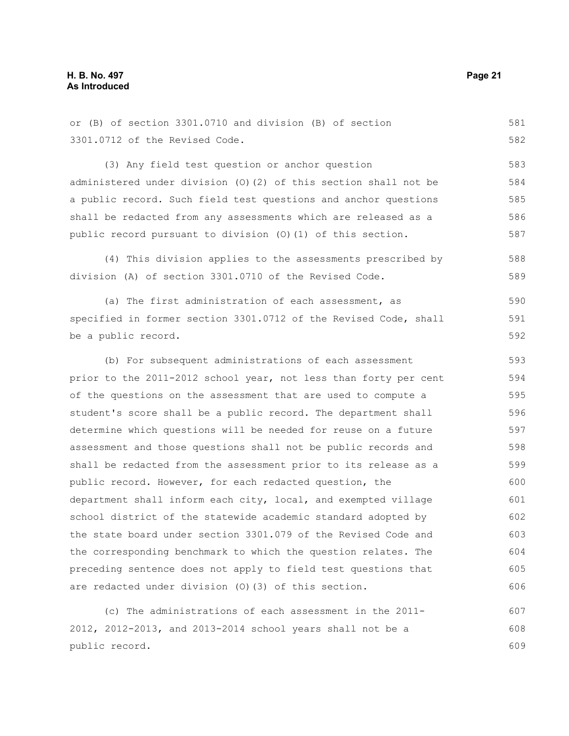or (B) of section 3301.0710 and division (B) of section 3301.0712 of the Revised Code.

(3) Any field test question or anchor question administered under division (O)(2) of this section shall not be a public record. Such field test questions and anchor questions shall be redacted from any assessments which are released as a public record pursuant to division (O)(1) of this section.

(4) This division applies to the assessments prescribed by division (A) of section 3301.0710 of the Revised Code.

(a) The first administration of each assessment, as specified in former section 3301.0712 of the Revised Code, shall be a public record.

(b) For subsequent administrations of each assessment prior to the 2011-2012 school year, not less than forty per cent of the questions on the assessment that are used to compute a student's score shall be a public record. The department shall determine which questions will be needed for reuse on a future assessment and those questions shall not be public records and shall be redacted from the assessment prior to its release as a public record. However, for each redacted question, the department shall inform each city, local, and exempted village school district of the statewide academic standard adopted by the state board under section 3301.079 of the Revised Code and the corresponding benchmark to which the question relates. The preceding sentence does not apply to field test questions that are redacted under division (O)(3) of this section.

(c) The administrations of each assessment in the 2011-2012, 2012-2013, and 2013-2014 school years shall not be a public record.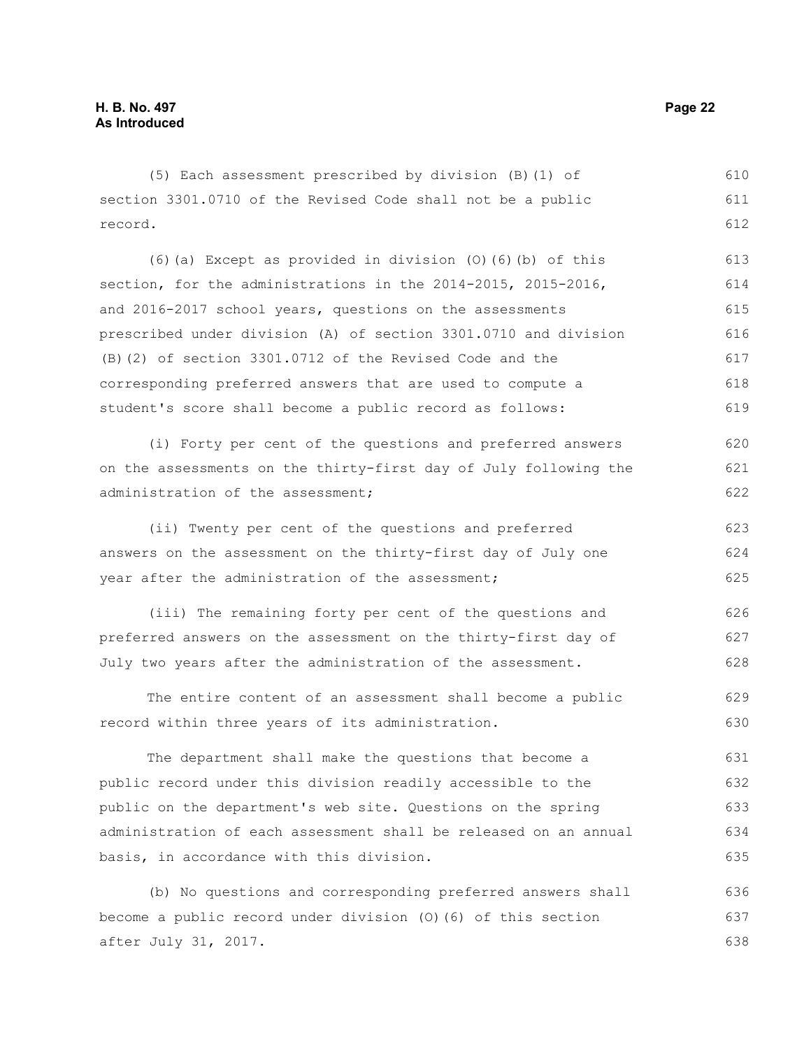(5) Each assessment prescribed by division (B)(1) of section 3301.0710 of the Revised Code shall not be a public record.

(6)(a) Except as provided in division (O)(6)(b) of this section, for the administrations in the 2014-2015, 2015-2016, and 2016-2017 school years, questions on the assessments prescribed under division (A) of section 3301.0710 and division (B)(2) of section 3301.0712 of the Revised Code and the corresponding preferred answers that are used to compute a student's score shall become a public record as follows:

(i) Forty per cent of the questions and preferred answers on the assessments on the thirty-first day of July following the administration of the assessment;

(ii) Twenty per cent of the questions and preferred answers on the assessment on the thirty-first day of July one year after the administration of the assessment;

(iii) The remaining forty per cent of the questions and preferred answers on the assessment on the thirty-first day of July two years after the administration of the assessment.

The entire content of an assessment shall become a public record within three years of its administration.

The department shall make the questions that become a public record under this division readily accessible to the public on the department's web site. Questions on the spring administration of each assessment shall be released on an annual basis, in accordance with this division.

(b) No questions and corresponding preferred answers shall become a public record under division (O)(6) of this section after July 31, 2017.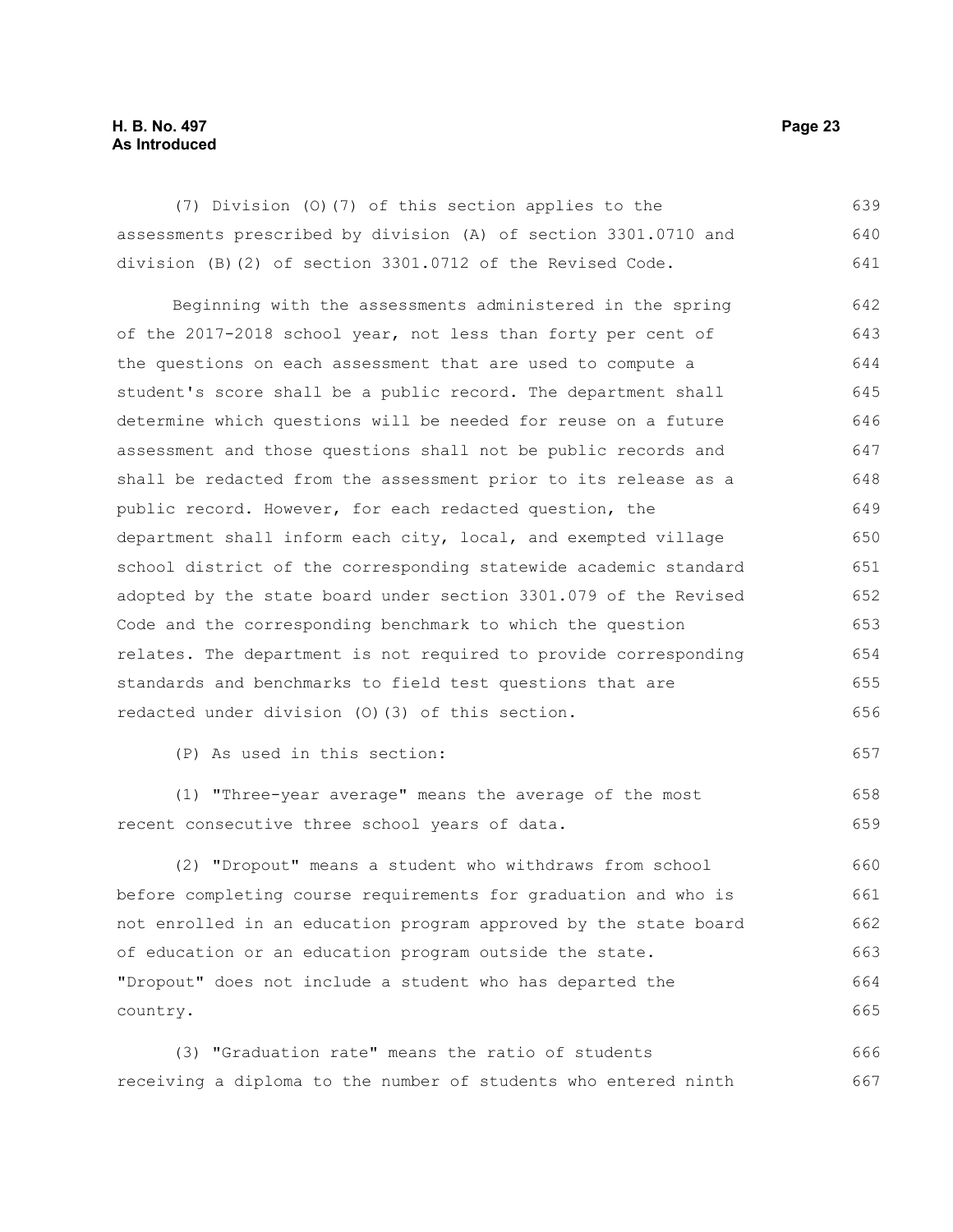(7) Division (O)(7) of this section applies to the assessments prescribed by division (A) of section 3301.0710 and division (B)(2) of section 3301.0712 of the Revised Code.

Beginning with the assessments administered in the spring of the 2017-2018 school year, not less than forty per cent of the questions on each assessment that are used to compute a student's score shall be a public record. The department shall determine which questions will be needed for reuse on a future assessment and those questions shall not be public records and shall be redacted from the assessment prior to its release as a public record. However, for each redacted question, the department shall inform each city, local, and exempted village school district of the corresponding statewide academic standard adopted by the state board under section 3301.079 of the Revised Code and the corresponding benchmark to which the question relates. The department is not required to provide corresponding standards and benchmarks to field test questions that are redacted under division (O)(3) of this section.

(P) As used in this section:

(1) "Three-year average" means the average of the most recent consecutive three school years of data.

(2) "Dropout" means a student who withdraws from school before completing course requirements for graduation and who is not enrolled in an education program approved by the state board of education or an education program outside the state. "Dropout" does not include a student who has departed the country.

(3) "Graduation rate" means the ratio of students receiving a diploma to the number of students who entered ninth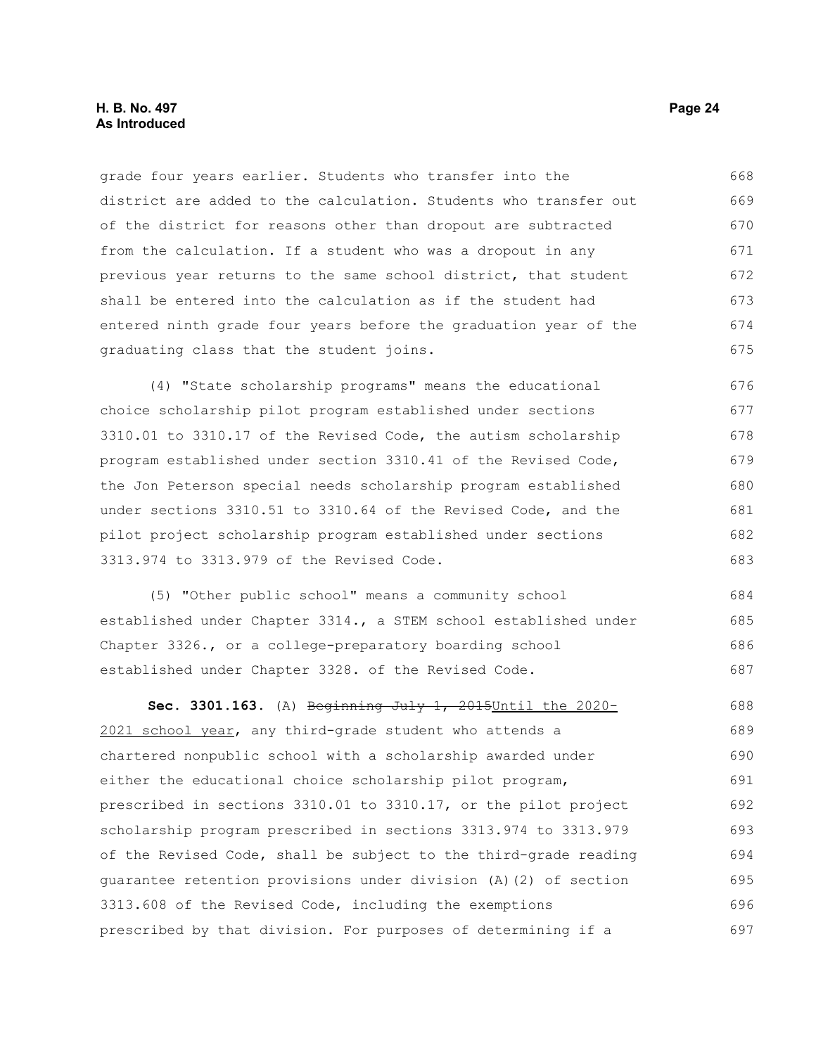grade four years earlier. Students who transfer into the district are added to the calculation. Students who transfer out of the district for reasons other than dropout are subtracted from the calculation. If a student who was a dropout in any previous year returns to the same school district, that student shall be entered into the calculation as if the student had entered ninth grade four years before the graduation year of the graduating class that the student joins.

(4) "State scholarship programs" means the educational choice scholarship pilot program established under sections 3310.01 to 3310.17 of the Revised Code, the autism scholarship program established under section 3310.41 of the Revised Code, the Jon Peterson special needs scholarship program established under sections 3310.51 to 3310.64 of the Revised Code, and the pilot project scholarship program established under sections 3313.974 to 3313.979 of the Revised Code.

(5) "Other public school" means a community school established under Chapter 3314., a STEM school established under Chapter 3326., or a college-preparatory boarding school established under Chapter 3328. of the Revised Code.

**Sec. 3301.163.** (A) ~~Beginning July 1, 2015~~Until the 2020-2021 school year, any third-grade student who attends a chartered nonpublic school with a scholarship awarded under either the educational choice scholarship pilot program, prescribed in sections 3310.01 to 3310.17, or the pilot project scholarship program prescribed in sections 3313.974 to 3313.979 of the Revised Code, shall be subject to the third-grade reading guarantee retention provisions under division (A)(2) of section 3313.608 of the Revised Code, including the exemptions prescribed by that division. For purposes of determining if a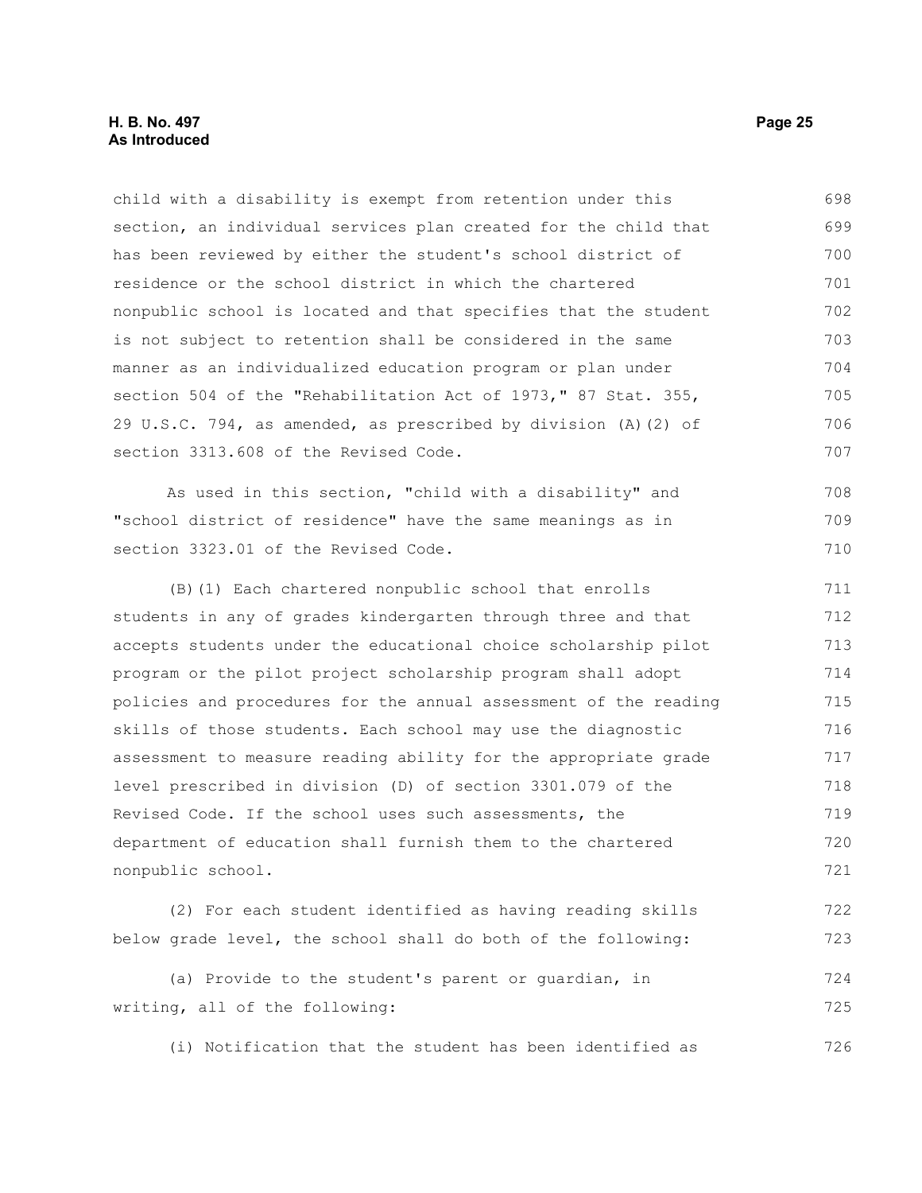child with a disability is exempt from retention under this section, an individual services plan created for the child that has been reviewed by either the student's school district of residence or the school district in which the chartered nonpublic school is located and that specifies that the student is not subject to retention shall be considered in the same manner as an individualized education program or plan under section 504 of the "Rehabilitation Act of 1973," 87 Stat. 355, 29 U.S.C. 794, as amended, as prescribed by division (A)(2) of section 3313.608 of the Revised Code.

As used in this section, "child with a disability" and "school district of residence" have the same meanings as in section 3323.01 of the Revised Code.

(B)(1) Each chartered nonpublic school that enrolls students in any of grades kindergarten through three and that accepts students under the educational choice scholarship pilot program or the pilot project scholarship program shall adopt policies and procedures for the annual assessment of the reading skills of those students. Each school may use the diagnostic assessment to measure reading ability for the appropriate grade level prescribed in division (D) of section 3301.079 of the Revised Code. If the school uses such assessments, the department of education shall furnish them to the chartered nonpublic school.

(2) For each student identified as having reading skills below grade level, the school shall do both of the following:

(a) Provide to the student's parent or guardian, in writing, all of the following:

(i) Notification that the student has been identified as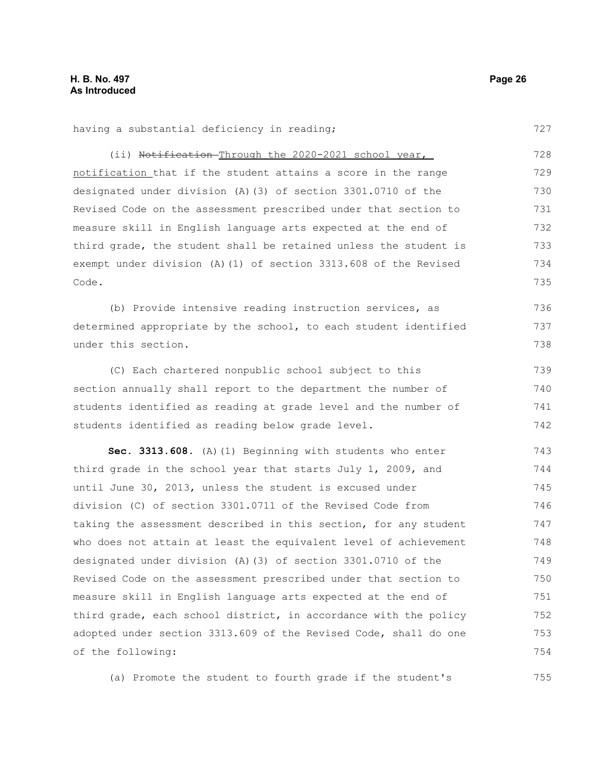having a substantial deficiency in reading;

(ii) ~~Notification~~ Through the 2020-2021 school year, notification that if the student attains a score in the range designated under division (A)(3) of section 3301.0710 of the Revised Code on the assessment prescribed under that section to measure skill in English language arts expected at the end of third grade, the student shall be retained unless the student is exempt under division (A)(1) of section 3313.608 of the Revised Code.

(b) Provide intensive reading instruction services, as determined appropriate by the school, to each student identified under this section.

(C) Each chartered nonpublic school subject to this section annually shall report to the department the number of students identified as reading at grade level and the number of students identified as reading below grade level.

**Sec. 3313.608.** (A)(1) Beginning with students who enter third grade in the school year that starts July 1, 2009, and until June 30, 2013, unless the student is excused under division (C) of section 3301.0711 of the Revised Code from taking the assessment described in this section, for any student who does not attain at least the equivalent level of achievement designated under division (A)(3) of section 3301.0710 of the Revised Code on the assessment prescribed under that section to measure skill in English language arts expected at the end of third grade, each school district, in accordance with the policy adopted under section 3313.609 of the Revised Code, shall do one of the following:

(a) Promote the student to fourth grade if the student's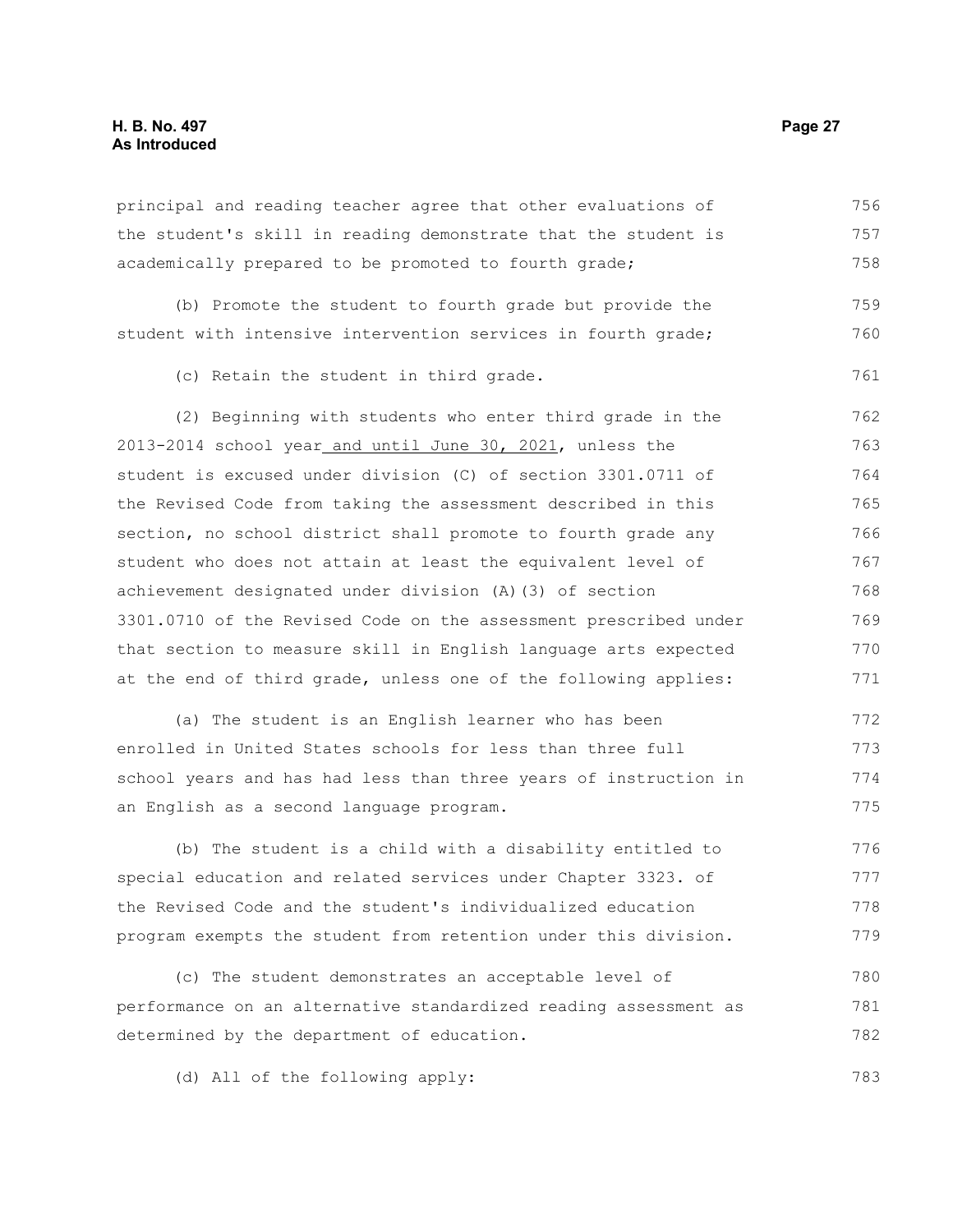principal and reading teacher agree that other evaluations of the student's skill in reading demonstrate that the student is academically prepared to be promoted to fourth grade;

(b) Promote the student to fourth grade but provide the student with intensive intervention services in fourth grade;

(c) Retain the student in third grade.

(2) Beginning with students who enter third grade in the 2013-2014 school year <u>and until June 30, 2021</u>, unless the student is excused under division (C) of section 3301.0711 of the Revised Code from taking the assessment described in this section, no school district shall promote to fourth grade any student who does not attain at least the equivalent level of achievement designated under division (A)(3) of section 3301.0710 of the Revised Code on the assessment prescribed under that section to measure skill in English language arts expected at the end of third grade, unless one of the following applies:

(a) The student is an English learner who has been enrolled in United States schools for less than three full school years and has had less than three years of instruction in an English as a second language program.

(b) The student is a child with a disability entitled to special education and related services under Chapter 3323. of the Revised Code and the student's individualized education program exempts the student from retention under this division.

(c) The student demonstrates an acceptable level of performance on an alternative standardized reading assessment as determined by the department of education.

(d) All of the following apply: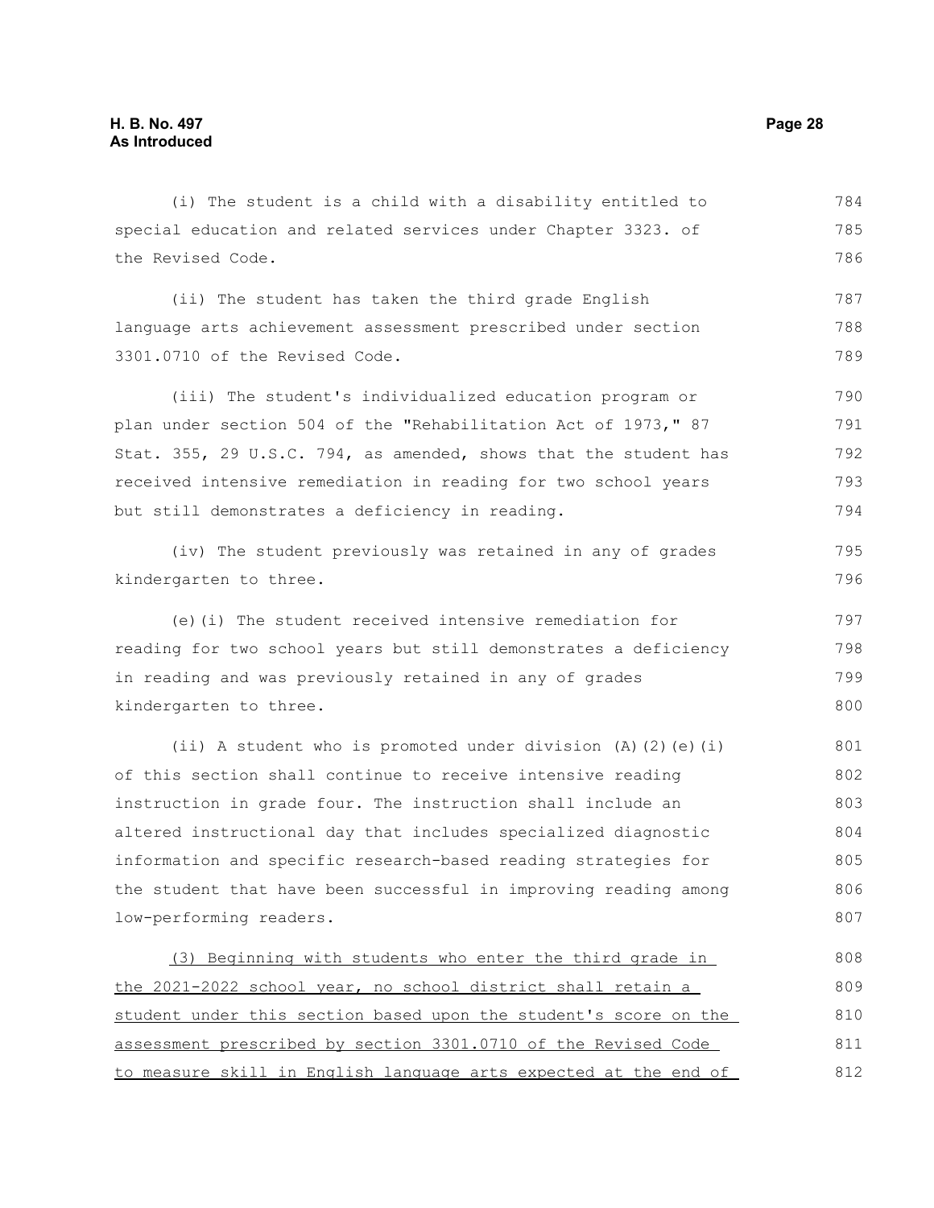(i) The student is a child with a disability entitled to special education and related services under Chapter 3323. of the Revised Code.

(ii) The student has taken the third grade English language arts achievement assessment prescribed under section 3301.0710 of the Revised Code.

(iii) The student's individualized education program or plan under section 504 of the "Rehabilitation Act of 1973," 87 Stat. 355, 29 U.S.C. 794, as amended, shows that the student has received intensive remediation in reading for two school years but still demonstrates a deficiency in reading.

(iv) The student previously was retained in any of grades kindergarten to three.

(e)(i) The student received intensive remediation for reading for two school years but still demonstrates a deficiency in reading and was previously retained in any of grades kindergarten to three.

(ii) A student who is promoted under division (A)(2)(e)(i) of this section shall continue to receive intensive reading instruction in grade four. The instruction shall include an altered instructional day that includes specialized diagnostic information and specific research-based reading strategies for the student that have been successful in improving reading among low-performing readers.

<u>(3) Beginning with students who enter the third grade in the 2021-2022 school year, no school district shall retain a student under this section based upon the student's score on the assessment prescribed by section 3301.0710 of the Revised Code to measure skill in English language arts expected at the end of</u>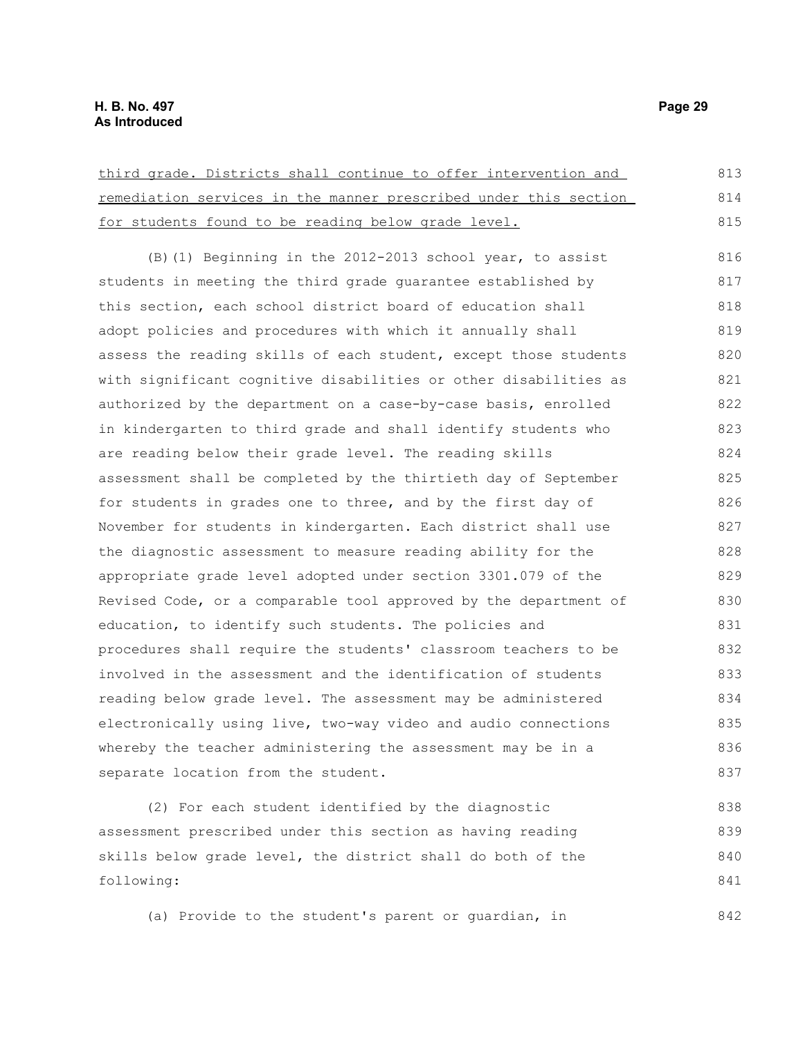<u>third grade. Districts shall continue to offer intervention and remediation services in the manner prescribed under this section for students found to be reading below grade level.</u>

(B)(1) Beginning in the 2012-2013 school year, to assist students in meeting the third grade guarantee established by this section, each school district board of education shall adopt policies and procedures with which it annually shall assess the reading skills of each student, except those students with significant cognitive disabilities or other disabilities as authorized by the department on a case-by-case basis, enrolled in kindergarten to third grade and shall identify students who are reading below their grade level. The reading skills assessment shall be completed by the thirtieth day of September for students in grades one to three, and by the first day of November for students in kindergarten. Each district shall use the diagnostic assessment to measure reading ability for the appropriate grade level adopted under section 3301.079 of the Revised Code, or a comparable tool approved by the department of education, to identify such students. The policies and procedures shall require the students' classroom teachers to be involved in the assessment and the identification of students reading below grade level. The assessment may be administered electronically using live, two-way video and audio connections whereby the teacher administering the assessment may be in a separate location from the student.

(2) For each student identified by the diagnostic assessment prescribed under this section as having reading skills below grade level, the district shall do both of the following:

(a) Provide to the student's parent or guardian, in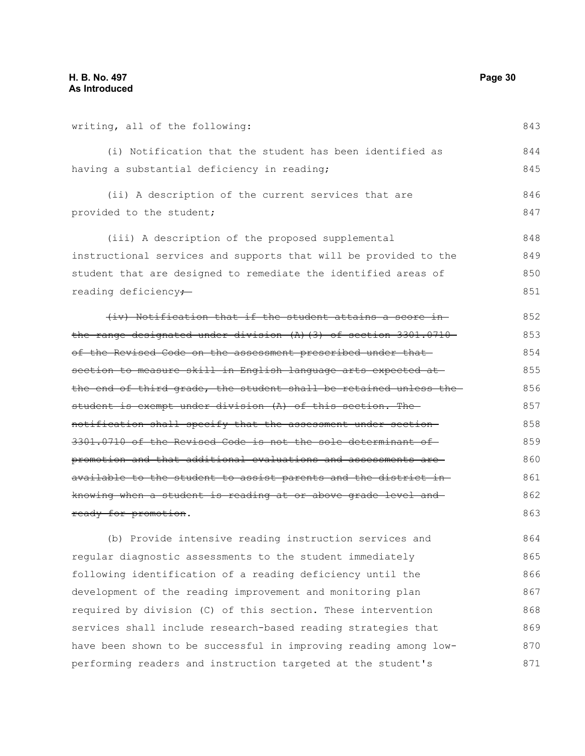writing, all of the following:

(i) Notification that the student has been identified as having a substantial deficiency in reading;

(ii) A description of the current services that are provided to the student;

(iii) A description of the proposed supplemental instructional services and supports that will be provided to the student that are designed to remediate the identified areas of reading deficiency~~;~~

~~(iv) Notification that if the student attains a score in the range designated under division (A)(3) of section 3301.0710 of the Revised Code on the assessment prescribed under that section to measure skill in English language arts expected at the end of third grade, the student shall be retained unless the student is exempt under division (A) of this section. The notification shall specify that the assessment under section 3301.0710 of the Revised Code is not the sole determinant of promotion and that additional evaluations and assessments are available to the student to assist parents and the district in knowing when a student is reading at or above grade level and ready for promotion~~.

(b) Provide intensive reading instruction services and regular diagnostic assessments to the student immediately following identification of a reading deficiency until the development of the reading improvement and monitoring plan required by division (C) of this section. These intervention services shall include research-based reading strategies that have been shown to be successful in improving reading among low-performing readers and instruction targeted at the student's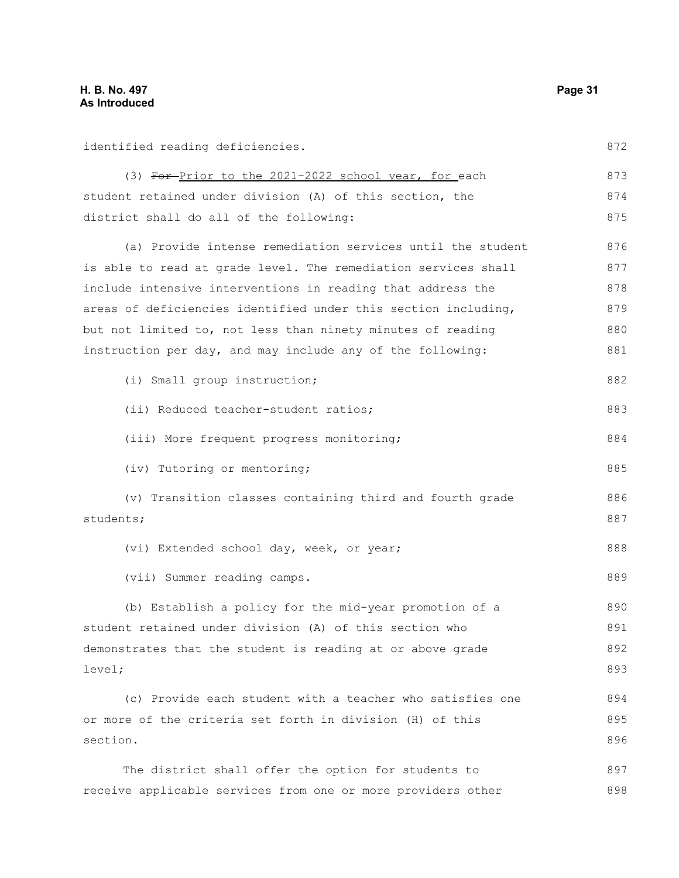identified reading deficiencies.

(3) ~~For~~ Prior to the 2021-2022 school year, for each student retained under division (A) of this section, the district shall do all of the following:

(a) Provide intense remediation services until the student is able to read at grade level. The remediation services shall include intensive interventions in reading that address the areas of deficiencies identified under this section including, but not limited to, not less than ninety minutes of reading instruction per day, and may include any of the following:

(i) Small group instruction;

(ii) Reduced teacher-student ratios;

(iii) More frequent progress monitoring;

(iv) Tutoring or mentoring;

(v) Transition classes containing third and fourth grade students;

(vi) Extended school day, week, or year;

(vii) Summer reading camps.

(b) Establish a policy for the mid-year promotion of a student retained under division (A) of this section who demonstrates that the student is reading at or above grade level;

(c) Provide each student with a teacher who satisfies one or more of the criteria set forth in division (H) of this section.

The district shall offer the option for students to receive applicable services from one or more providers other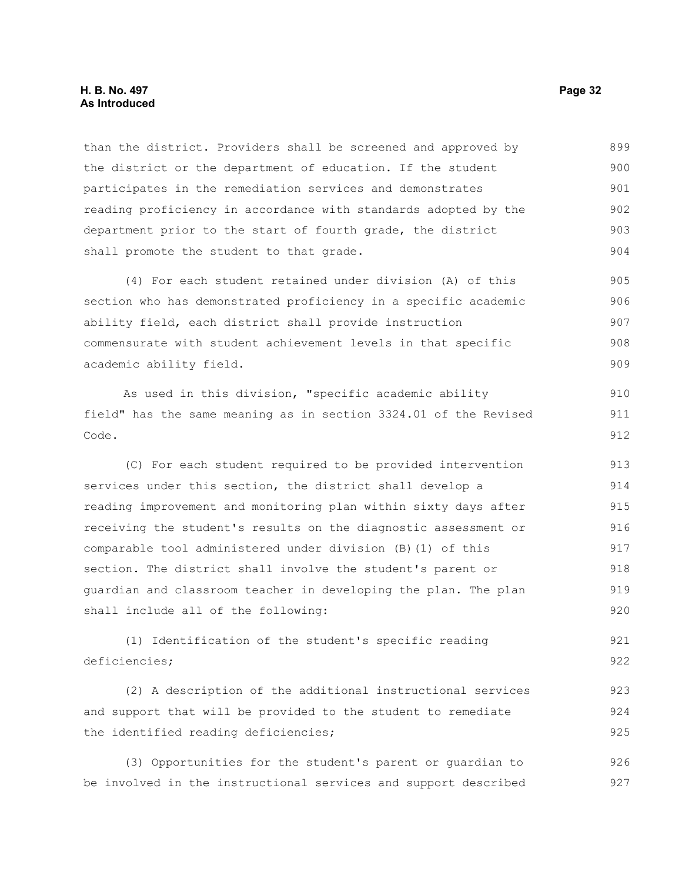than the district. Providers shall be screened and approved by the district or the department of education. If the student participates in the remediation services and demonstrates reading proficiency in accordance with standards adopted by the department prior to the start of fourth grade, the district shall promote the student to that grade.

(4) For each student retained under division (A) of this section who has demonstrated proficiency in a specific academic ability field, each district shall provide instruction commensurate with student achievement levels in that specific academic ability field.

As used in this division, "specific academic ability field" has the same meaning as in section 3324.01 of the Revised Code.

(C) For each student required to be provided intervention services under this section, the district shall develop a reading improvement and monitoring plan within sixty days after receiving the student's results on the diagnostic assessment or comparable tool administered under division (B)(1) of this section. The district shall involve the student's parent or guardian and classroom teacher in developing the plan. The plan shall include all of the following:

(1) Identification of the student's specific reading deficiencies;

(2) A description of the additional instructional services and support that will be provided to the student to remediate the identified reading deficiencies;

(3) Opportunities for the student's parent or guardian to be involved in the instructional services and support described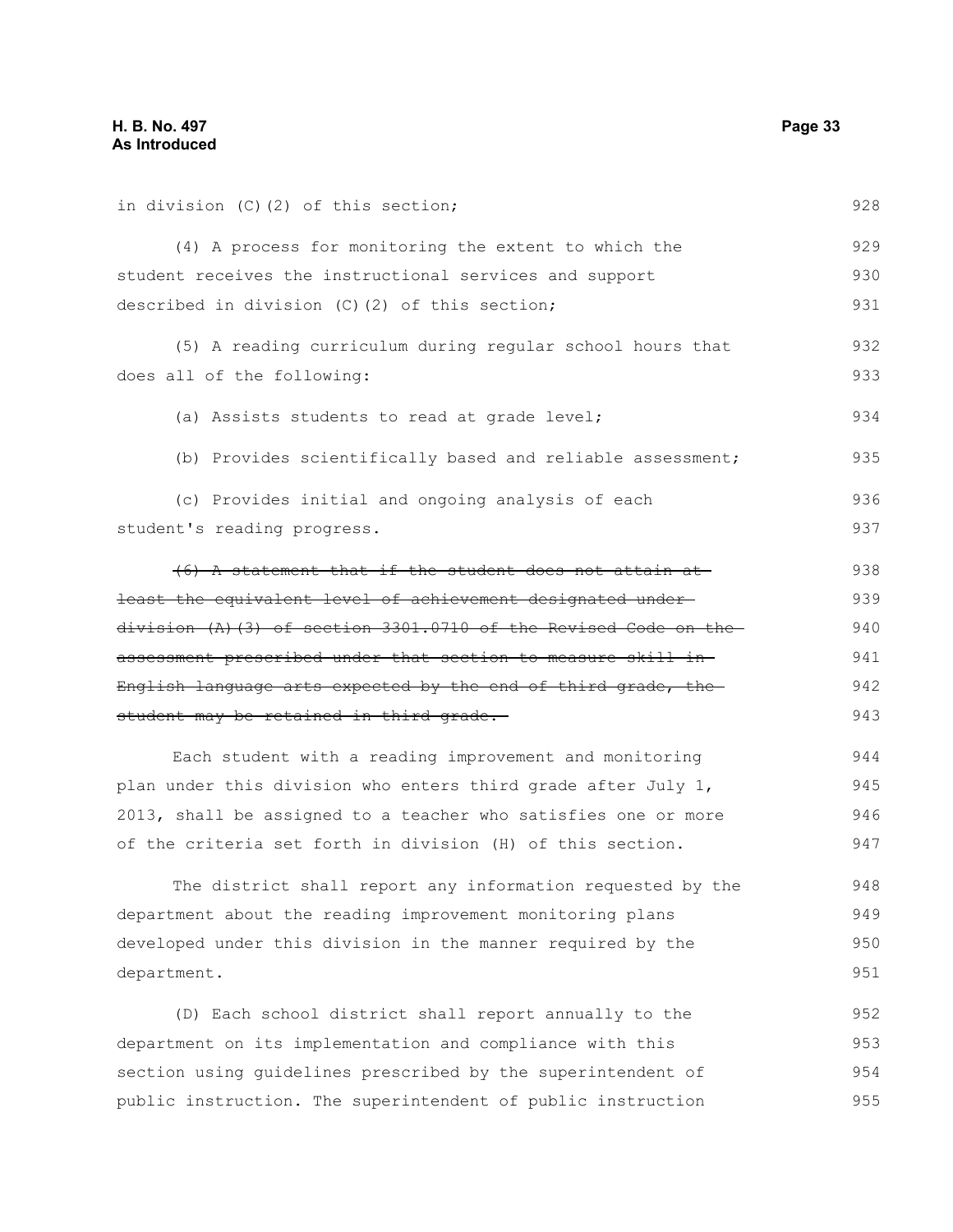in division (C)(2) of this section;

(4) A process for monitoring the extent to which the student receives the instructional services and support described in division (C)(2) of this section;

(5) A reading curriculum during regular school hours that does all of the following:

(a) Assists students to read at grade level;

(b) Provides scientifically based and reliable assessment;

(c) Provides initial and ongoing analysis of each student's reading progress.

~~(6) A statement that if the student does not attain at least the equivalent level of achievement designated under division (A)(3) of section 3301.0710 of the Revised Code on the assessment prescribed under that section to measure skill in English language arts expected by the end of third grade, the student may be retained in third grade.~~

Each student with a reading improvement and monitoring plan under this division who enters third grade after July 1, 2013, shall be assigned to a teacher who satisfies one or more of the criteria set forth in division (H) of this section.

The district shall report any information requested by the department about the reading improvement monitoring plans developed under this division in the manner required by the department.

(D) Each school district shall report annually to the department on its implementation and compliance with this section using guidelines prescribed by the superintendent of public instruction. The superintendent of public instruction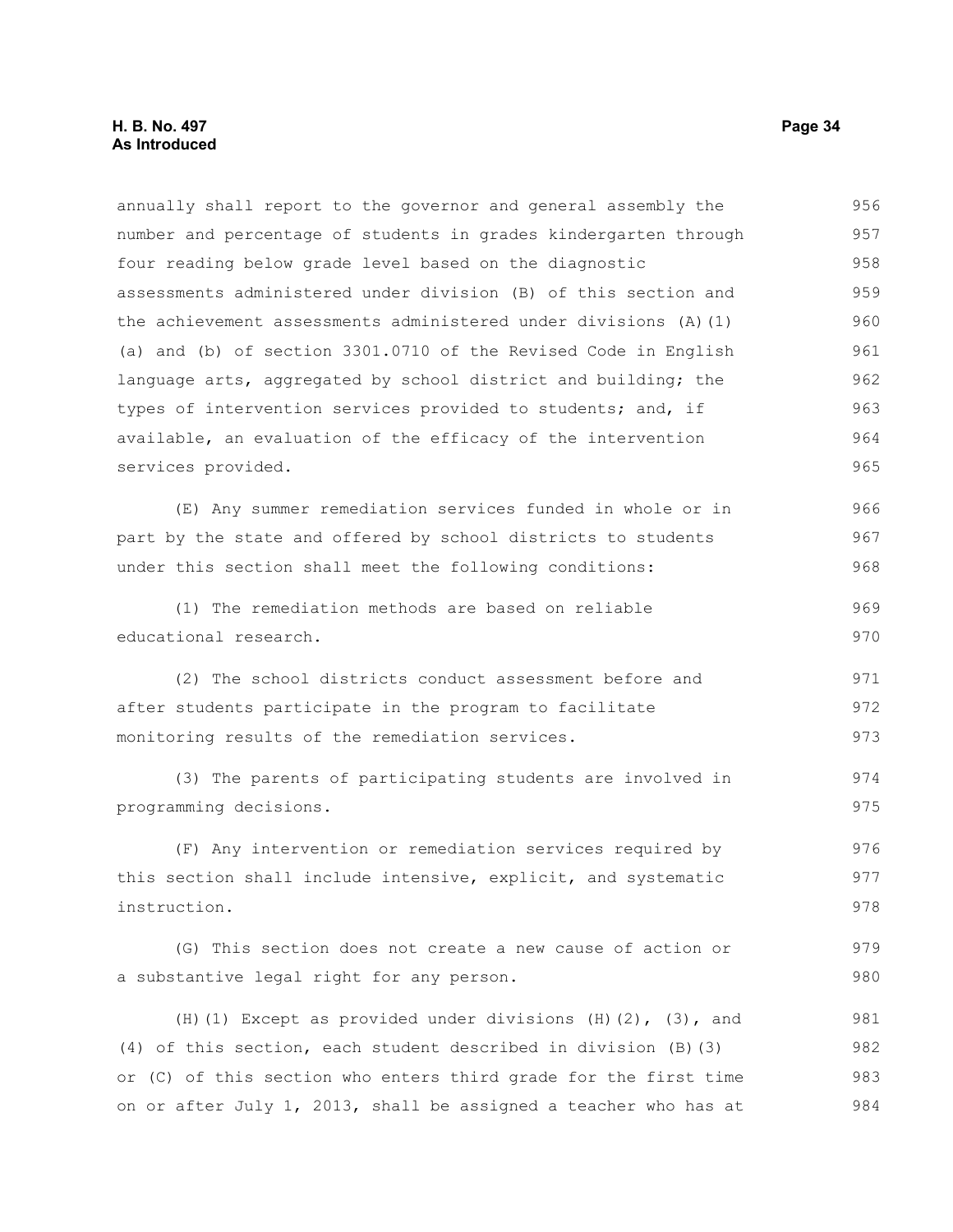annually shall report to the governor and general assembly the number and percentage of students in grades kindergarten through four reading below grade level based on the diagnostic assessments administered under division (B) of this section and the achievement assessments administered under divisions (A)(1)(a) and (b) of section 3301.0710 of the Revised Code in English language arts, aggregated by school district and building; the types of intervention services provided to students; and, if available, an evaluation of the efficacy of the intervention services provided.

(E) Any summer remediation services funded in whole or in part by the state and offered by school districts to students under this section shall meet the following conditions:

(1) The remediation methods are based on reliable educational research.

(2) The school districts conduct assessment before and after students participate in the program to facilitate monitoring results of the remediation services.

(3) The parents of participating students are involved in programming decisions.

(F) Any intervention or remediation services required by this section shall include intensive, explicit, and systematic instruction.

(G) This section does not create a new cause of action or a substantive legal right for any person.

(H)(1) Except as provided under divisions (H)(2), (3), and (4) of this section, each student described in division (B)(3) or (C) of this section who enters third grade for the first time on or after July 1, 2013, shall be assigned a teacher who has at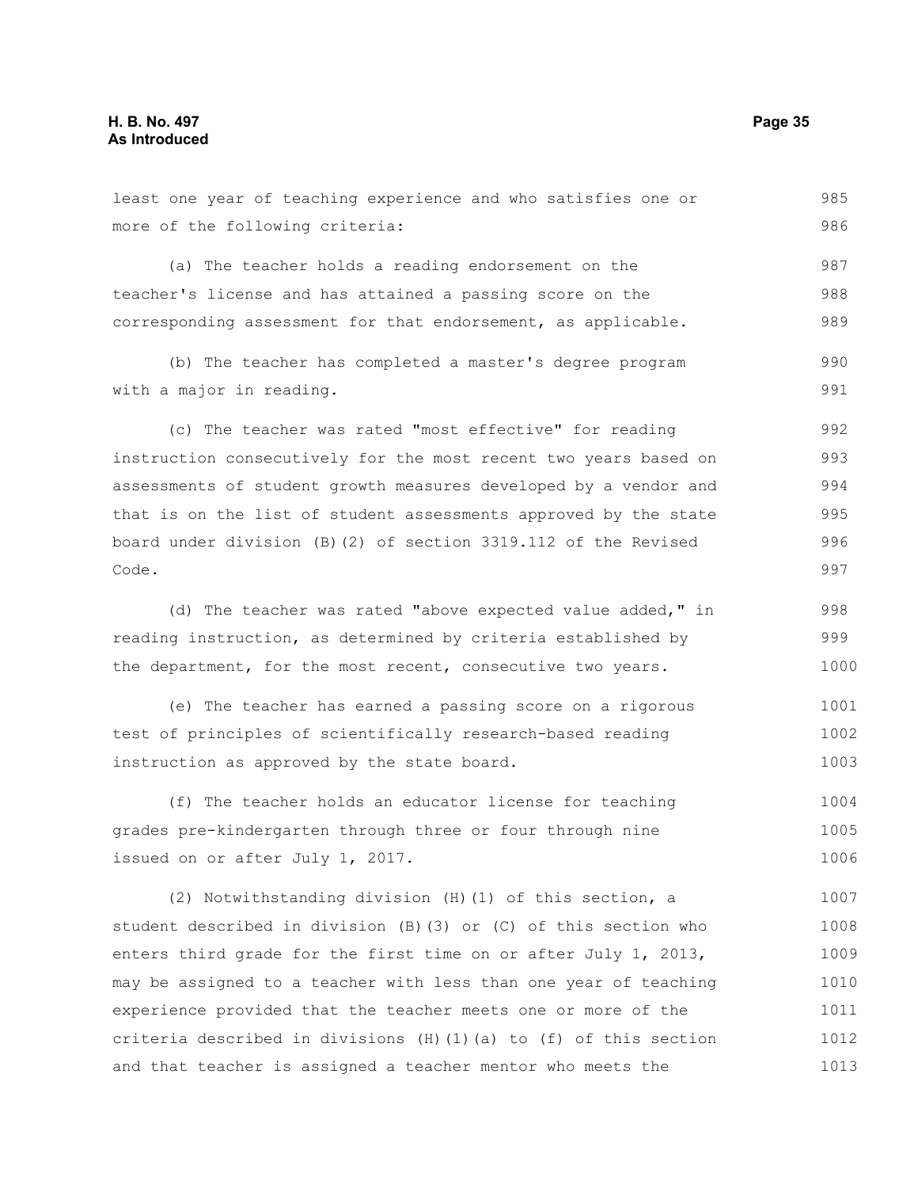least one year of teaching experience and who satisfies one or more of the following criteria:

(a) The teacher holds a reading endorsement on the teacher's license and has attained a passing score on the corresponding assessment for that endorsement, as applicable.

(b) The teacher has completed a master's degree program with a major in reading.

(c) The teacher was rated "most effective" for reading instruction consecutively for the most recent two years based on assessments of student growth measures developed by a vendor and that is on the list of student assessments approved by the state board under division (B)(2) of section 3319.112 of the Revised Code.

(d) The teacher was rated "above expected value added," in reading instruction, as determined by criteria established by the department, for the most recent, consecutive two years.

(e) The teacher has earned a passing score on a rigorous test of principles of scientifically research-based reading instruction as approved by the state board.

(f) The teacher holds an educator license for teaching grades pre-kindergarten through three or four through nine issued on or after July 1, 2017.

(2) Notwithstanding division (H)(1) of this section, a student described in division (B)(3) or (C) of this section who enters third grade for the first time on or after July 1, 2013, may be assigned to a teacher with less than one year of teaching experience provided that the teacher meets one or more of the criteria described in divisions (H)(1)(a) to (f) of this section and that teacher is assigned a teacher mentor who meets the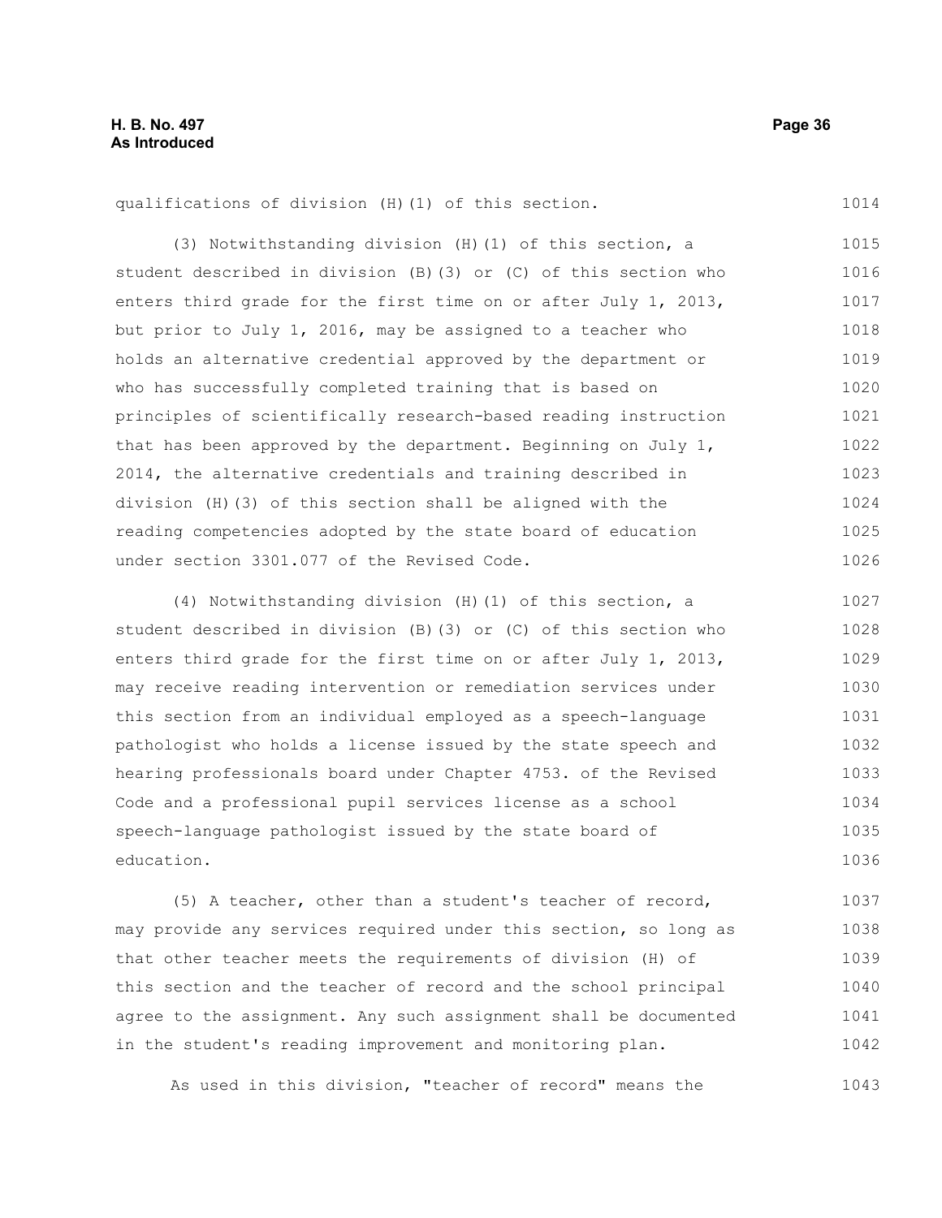qualifications of division (H)(1) of this section.

(3) Notwithstanding division (H)(1) of this section, a student described in division (B)(3) or (C) of this section who enters third grade for the first time on or after July 1, 2013, but prior to July 1, 2016, may be assigned to a teacher who holds an alternative credential approved by the department or who has successfully completed training that is based on principles of scientifically research-based reading instruction that has been approved by the department. Beginning on July 1, 2014, the alternative credentials and training described in division (H)(3) of this section shall be aligned with the reading competencies adopted by the state board of education under section 3301.077 of the Revised Code.

(4) Notwithstanding division (H)(1) of this section, a student described in division (B)(3) or (C) of this section who enters third grade for the first time on or after July 1, 2013, may receive reading intervention or remediation services under this section from an individual employed as a speech-language pathologist who holds a license issued by the state speech and hearing professionals board under Chapter 4753. of the Revised Code and a professional pupil services license as a school speech-language pathologist issued by the state board of education.

(5) A teacher, other than a student's teacher of record, may provide any services required under this section, so long as that other teacher meets the requirements of division (H) of this section and the teacher of record and the school principal agree to the assignment. Any such assignment shall be documented in the student's reading improvement and monitoring plan.

As used in this division, "teacher of record" means the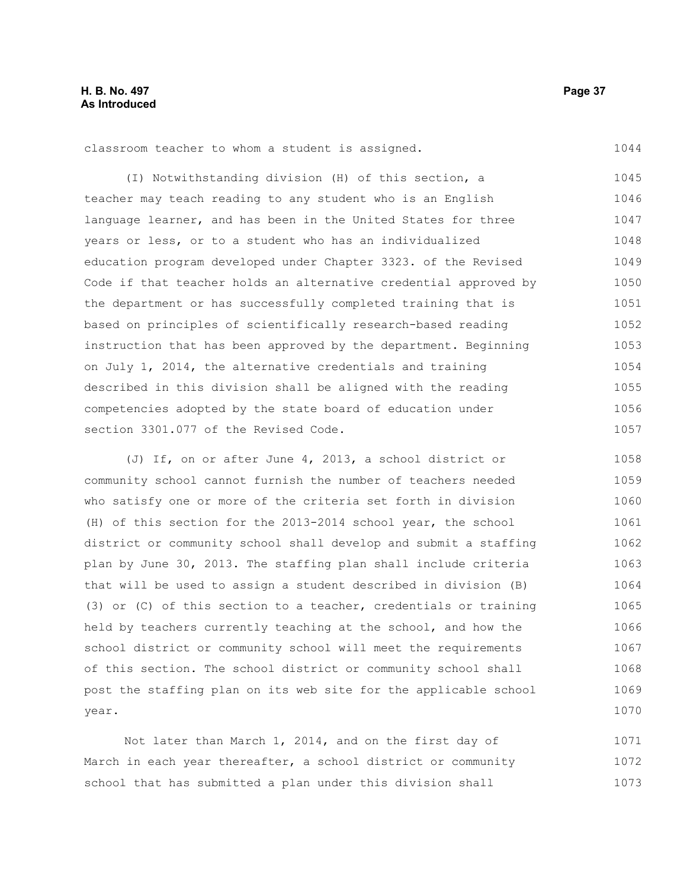classroom teacher to whom a student is assigned.

(I) Notwithstanding division (H) of this section, a teacher may teach reading to any student who is an English language learner, and has been in the United States for three years or less, or to a student who has an individualized education program developed under Chapter 3323. of the Revised Code if that teacher holds an alternative credential approved by the department or has successfully completed training that is based on principles of scientifically research-based reading instruction that has been approved by the department. Beginning on July 1, 2014, the alternative credentials and training described in this division shall be aligned with the reading competencies adopted by the state board of education under section 3301.077 of the Revised Code.

(J) If, on or after June 4, 2013, a school district or community school cannot furnish the number of teachers needed who satisfy one or more of the criteria set forth in division (H) of this section for the 2013-2014 school year, the school district or community school shall develop and submit a staffing plan by June 30, 2013. The staffing plan shall include criteria that will be used to assign a student described in division (B)(3) or (C) of this section to a teacher, credentials or training held by teachers currently teaching at the school, and how the school district or community school will meet the requirements of this section. The school district or community school shall post the staffing plan on its web site for the applicable school year.

Not later than March 1, 2014, and on the first day of March in each year thereafter, a school district or community school that has submitted a plan under this division shall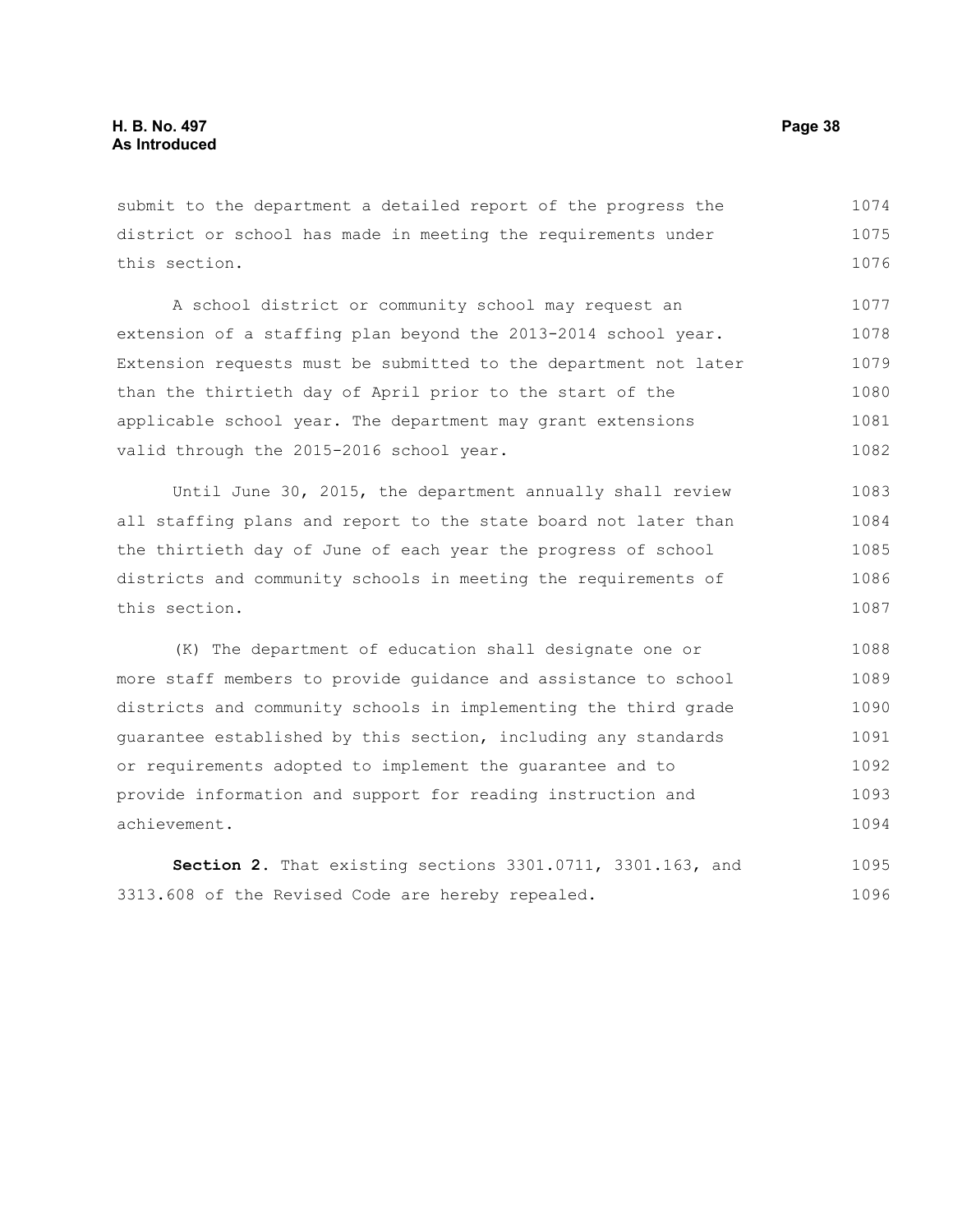submit to the department a detailed report of the progress the district or school has made in meeting the requirements under this section.

A school district or community school may request an extension of a staffing plan beyond the 2013-2014 school year. Extension requests must be submitted to the department not later than the thirtieth day of April prior to the start of the applicable school year. The department may grant extensions valid through the 2015-2016 school year.

Until June 30, 2015, the department annually shall review all staffing plans and report to the state board not later than the thirtieth day of June of each year the progress of school districts and community schools in meeting the requirements of this section.

(K) The department of education shall designate one or more staff members to provide guidance and assistance to school districts and community schools in implementing the third grade guarantee established by this section, including any standards or requirements adopted to implement the guarantee and to provide information and support for reading instruction and achievement.

**Section 2.** That existing sections 3301.0711, 3301.163, and 3313.608 of the Revised Code are hereby repealed.